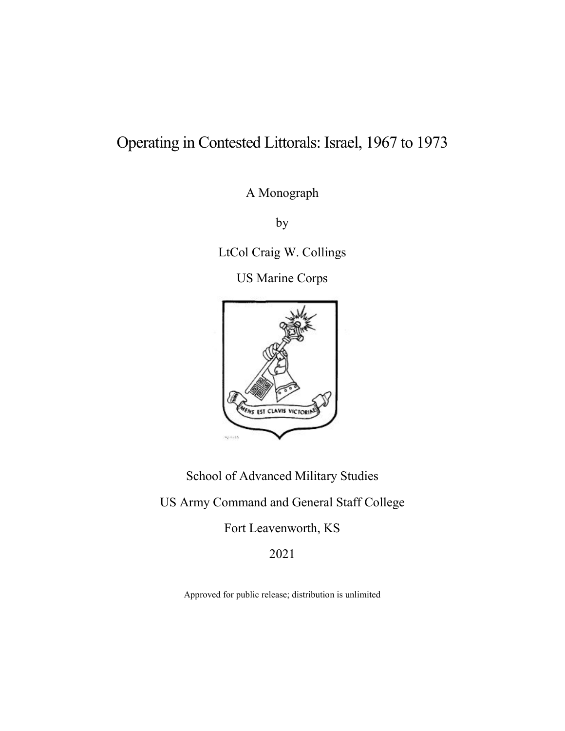# Operating in Contested Littorals: Israel, 1967 to 1973

A Monograph

by

LtCol Craig W. Collings

US Marine Corps

School of Advanced Military Studies

US Army Command and General Staff College

Fort Leavenworth, KS

2021

Approved for public release; distribution is unlimited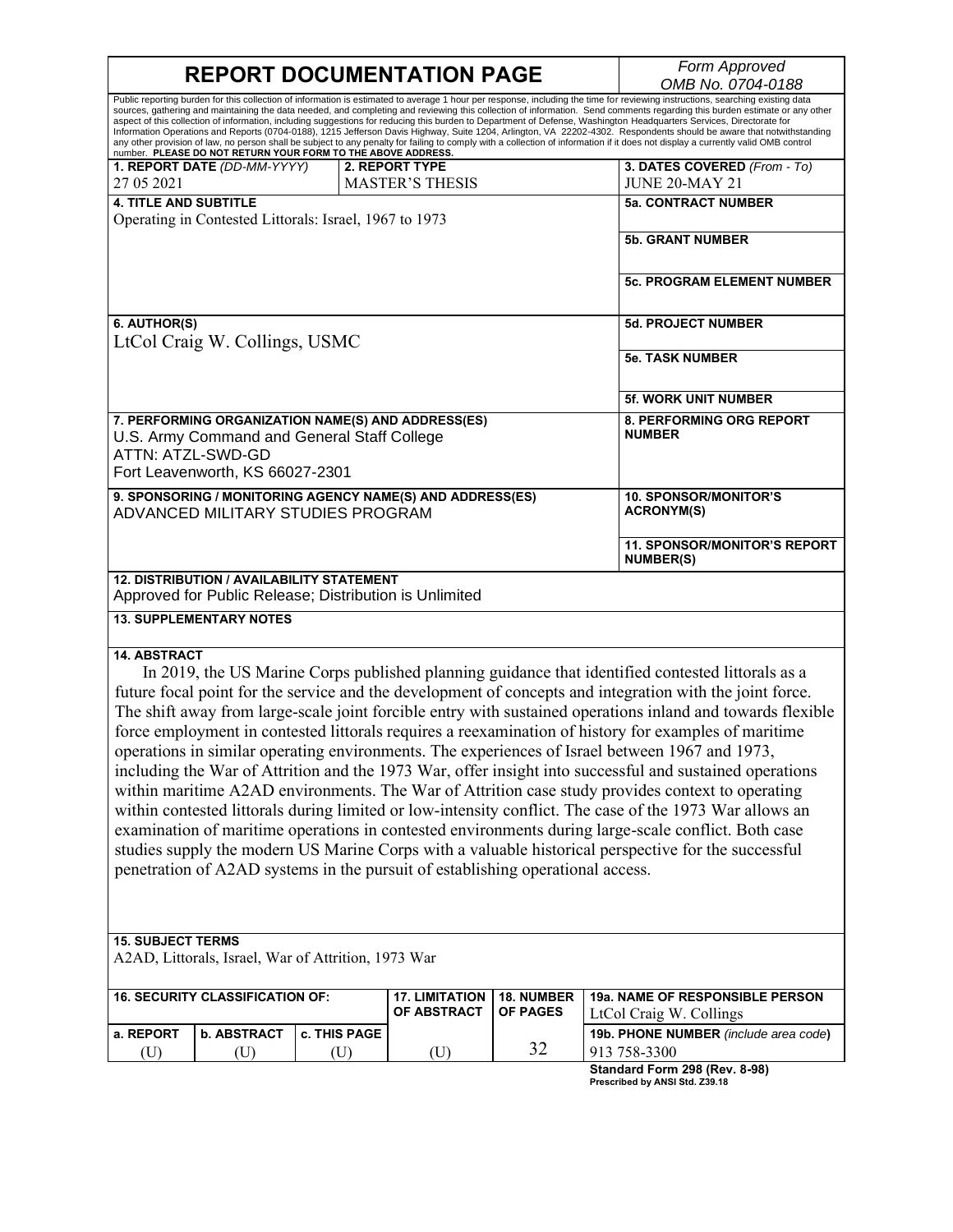# REPORT DOCUMENTATION PAGE

*Form Approved*
*OMB No. 0704-0188*

Public reporting burden for this collection of information is estimated to average 1 hour per response, including the time for reviewing instructions, searching existing data sources, gathering and maintaining the data needed, and completing and reviewing this collection of information. Send comments regarding this burden estimate or any other aspect of this collection of information, including suggestions for reducing this burden to Department of Defense, Washington Headquarters Services, Directorate for Information Operations and Reports (0704-0188), 1215 Jefferson Davis Highway, Suite 1204, Arlington, VA 22202-4302. Respondents should be aware that notwithstanding any other provision of law, no person shall be subject to any penalty for failing to comply with a collection of information if it does not display a currently valid OMB control number. **PLEASE DO NOT RETURN YOUR FORM TO THE ABOVE ADDRESS.**

| **1. REPORT DATE** *(DD-MM-YYYY)* | **2. REPORT TYPE** | **3. DATES COVERED** *(From - To)* |
|---|---|---|
| 27 05 2021 | MASTER'S THESIS | JUNE 20-MAY 21 |

**4. TITLE AND SUBTITLE**
Operating in Contested Littorals: Israel, 1967 to 1973

**5a. CONTRACT NUMBER**

**5b. GRANT NUMBER**

**5c. PROGRAM ELEMENT NUMBER**

**6. AUTHOR(S)**
LtCol Craig W. Collings, USMC

**5d. PROJECT NUMBER**

**5e. TASK NUMBER**

**5f. WORK UNIT NUMBER**

**7. PERFORMING ORGANIZATION NAME(S) AND ADDRESS(ES)**
U.S. Army Command and General Staff College
ATTN: ATZL-SWD-GD
Fort Leavenworth, KS 66027-2301

**8. PERFORMING ORG REPORT NUMBER**

**9. SPONSORING / MONITORING AGENCY NAME(S) AND ADDRESS(ES)**
ADVANCED MILITARY STUDIES PROGRAM

**10. SPONSOR/MONITOR'S ACRONYM(S)**

**11. SPONSOR/MONITOR'S REPORT NUMBER(S)**

**12. DISTRIBUTION / AVAILABILITY STATEMENT**
Approved for Public Release; Distribution is Unlimited

**13. SUPPLEMENTARY NOTES**

**14. ABSTRACT**

In 2019, the US Marine Corps published planning guidance that identified contested littorals as a future focal point for the service and the development of concepts and integration with the joint force. The shift away from large-scale joint forcible entry with sustained operations inland and towards flexible force employment in contested littorals requires a reexamination of history for examples of maritime operations in similar operating environments. The experiences of Israel between 1967 and 1973, including the War of Attrition and the 1973 War, offer insight into successful and sustained operations within maritime A2AD environments. The War of Attrition case study provides context to operating within contested littorals during limited or low-intensity conflict. The case of the 1973 War allows an examination of maritime operations in contested environments during large-scale conflict. Both case studies supply the modern US Marine Corps with a valuable historical perspective for the successful penetration of A2AD systems in the pursuit of establishing operational access.

**15. SUBJECT TERMS**
A2AD, Littorals, Israel, War of Attrition, 1973 War

| **16. SECURITY CLASSIFICATION OF:** | | | **17. LIMITATION OF ABSTRACT** | **18. NUMBER OF PAGES** | **19a. NAME OF RESPONSIBLE PERSON** |
|---|---|---|---|---|---|
| **a. REPORT** | **b. ABSTRACT** | **c. THIS PAGE** | | | LtCol Craig W. Collings |
| (U) | (U) | (U) | (U) | 32 | **19b. PHONE NUMBER** *(include area code)* 913 758-3300 |

**Standard Form 298 (Rev. 8-98)**
**Prescribed by ANSI Std. Z39.18**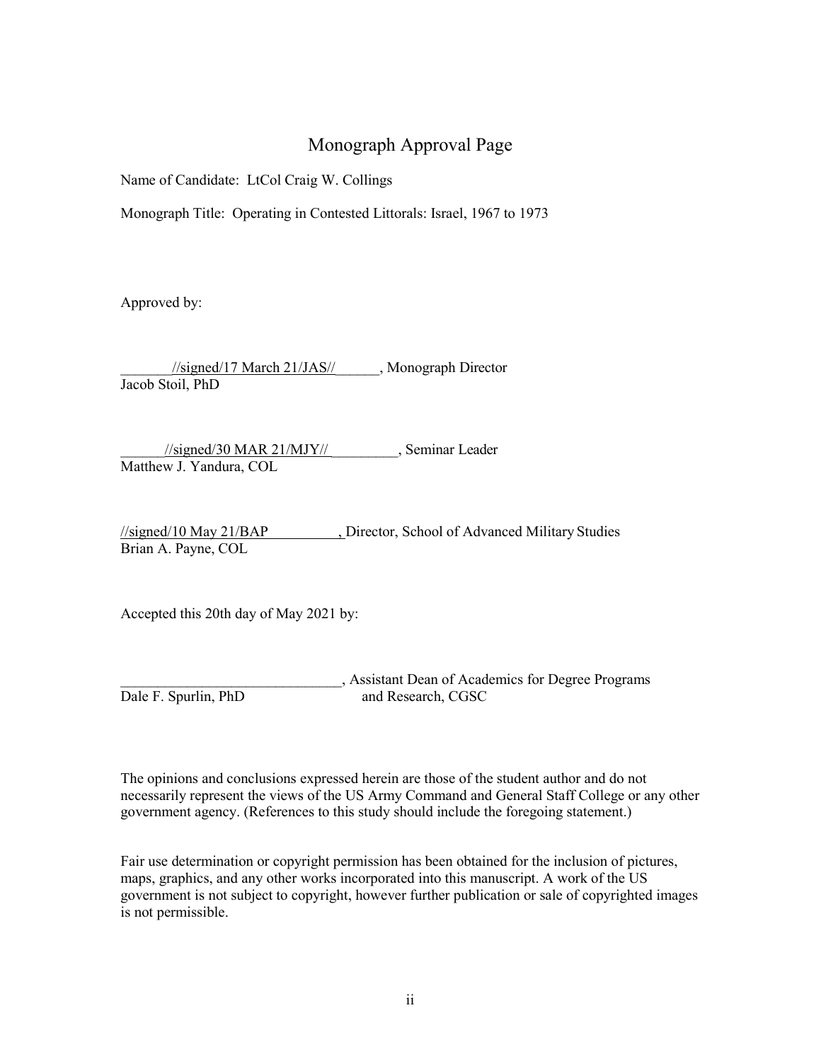# Monograph Approval Page

Name of Candidate: LtCol Craig W. Collings

Monograph Title: Operating in Contested Littorals: Israel, 1967 to 1973

Approved by:

_______//signed/17 March 21/JAS//______, Monograph Director
Jacob Stoil, PhD

______//signed/30 MAR 21/MJY//_________, Seminar Leader
Matthew J. Yandura, COL

//signed/10 May 21/BAP __________, Director, School of Advanced Military Studies
Brian A. Payne, COL

Accepted this 20th day of May 2021 by:

______________________________, Assistant Dean of Academics for Degree Programs and Research, CGSC
Dale F. Spurlin, PhD

The opinions and conclusions expressed herein are those of the student author and do not necessarily represent the views of the US Army Command and General Staff College or any other government agency. (References to this study should include the foregoing statement.)

Fair use determination or copyright permission has been obtained for the inclusion of pictures, maps, graphics, and any other works incorporated into this manuscript. A work of the US government is not subject to copyright, however further publication or sale of copyrighted images is not permissible.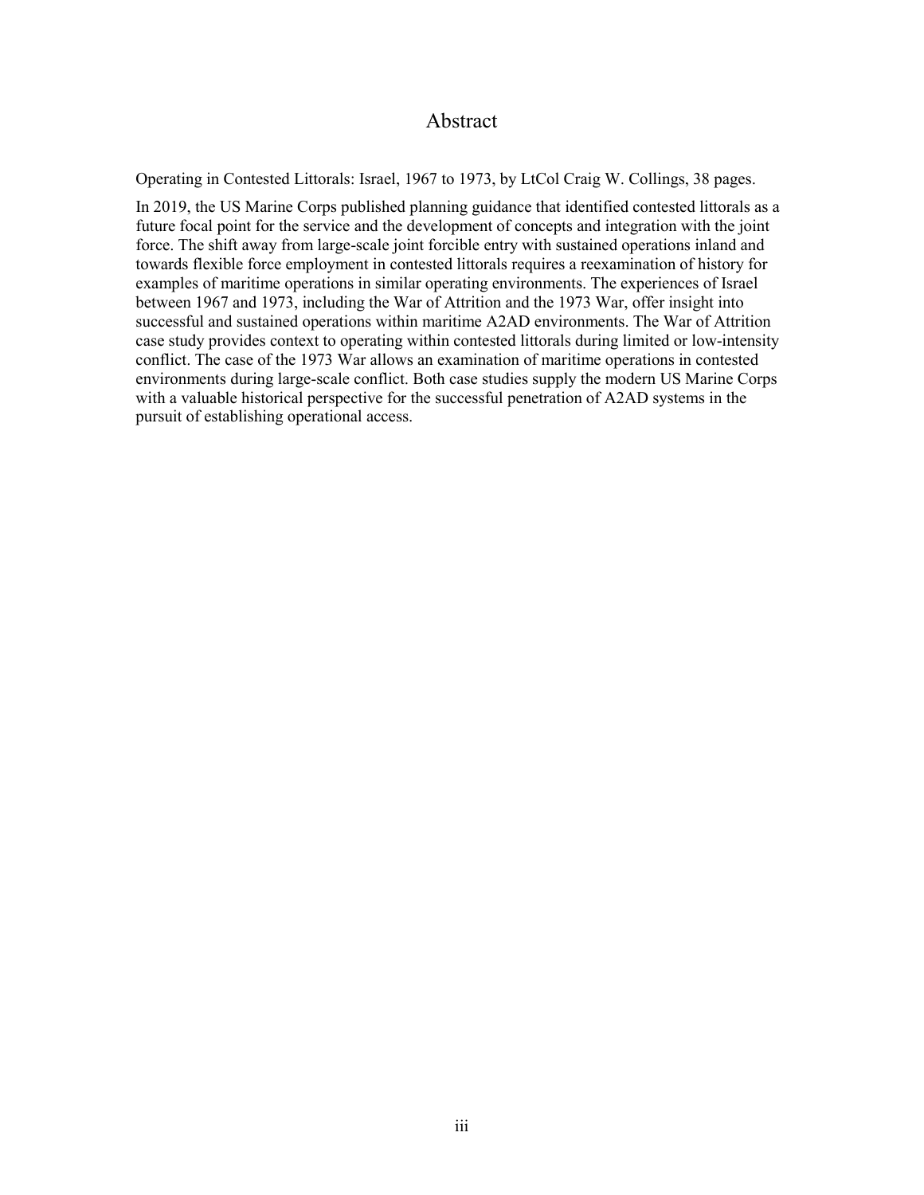# Abstract

Operating in Contested Littorals: Israel, 1967 to 1973, by LtCol Craig W. Collings, 38 pages.

In 2019, the US Marine Corps published planning guidance that identified contested littorals as a future focal point for the service and the development of concepts and integration with the joint force. The shift away from large-scale joint forcible entry with sustained operations inland and towards flexible force employment in contested littorals requires a reexamination of history for examples of maritime operations in similar operating environments. The experiences of Israel between 1967 and 1973, including the War of Attrition and the 1973 War, offer insight into successful and sustained operations within maritime A2AD environments. The War of Attrition case study provides context to operating within contested littorals during limited or low-intensity conflict. The case of the 1973 War allows an examination of maritime operations in contested environments during large-scale conflict. Both case studies supply the modern US Marine Corps with a valuable historical perspective for the successful penetration of A2AD systems in the pursuit of establishing operational access.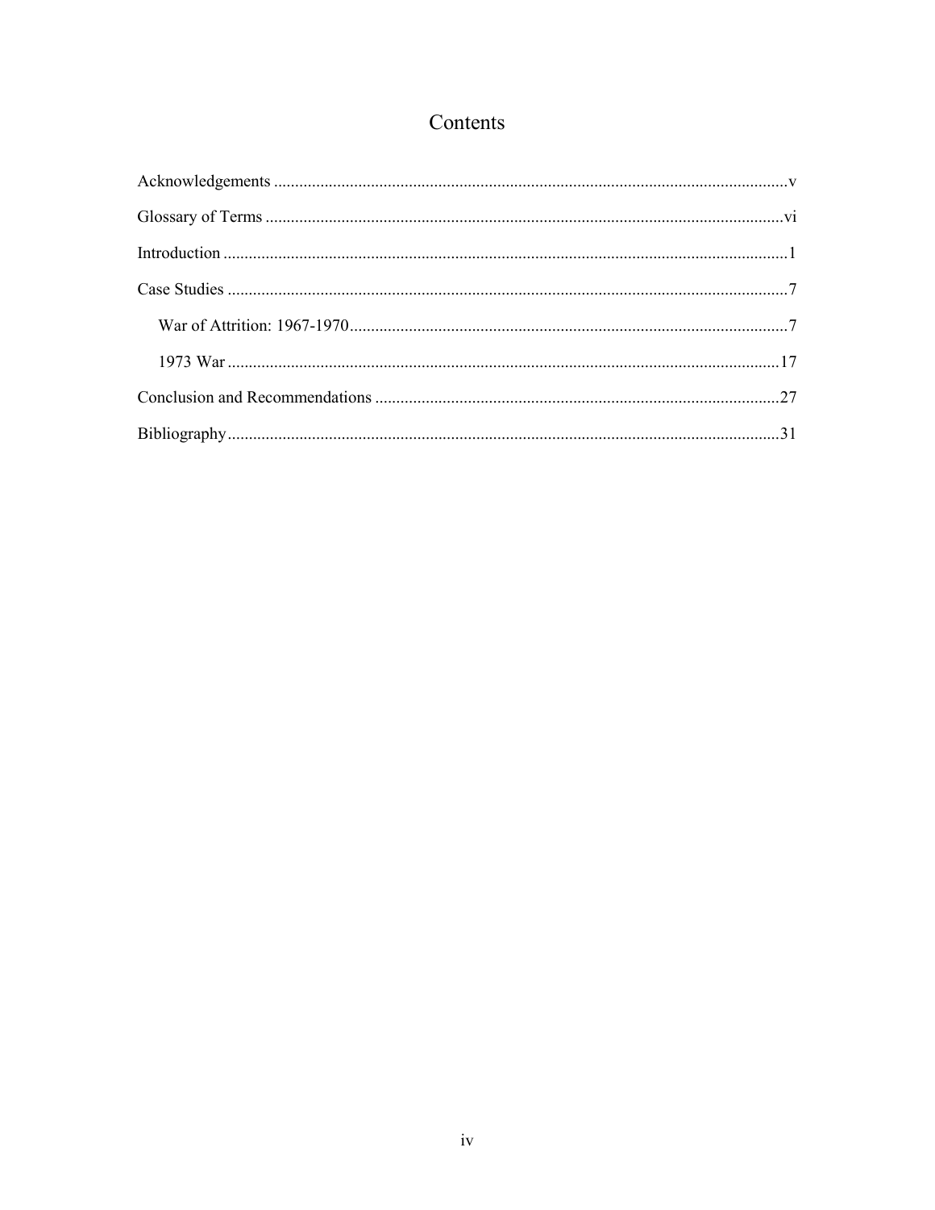# Contents

Acknowledgements .....v

Glossary of Terms .....vi

Introduction .....1

Case Studies .....7

- War of Attrition: 1967-1970 .....7
- 1973 War .....17

Conclusion and Recommendations .....27

Bibliography .....31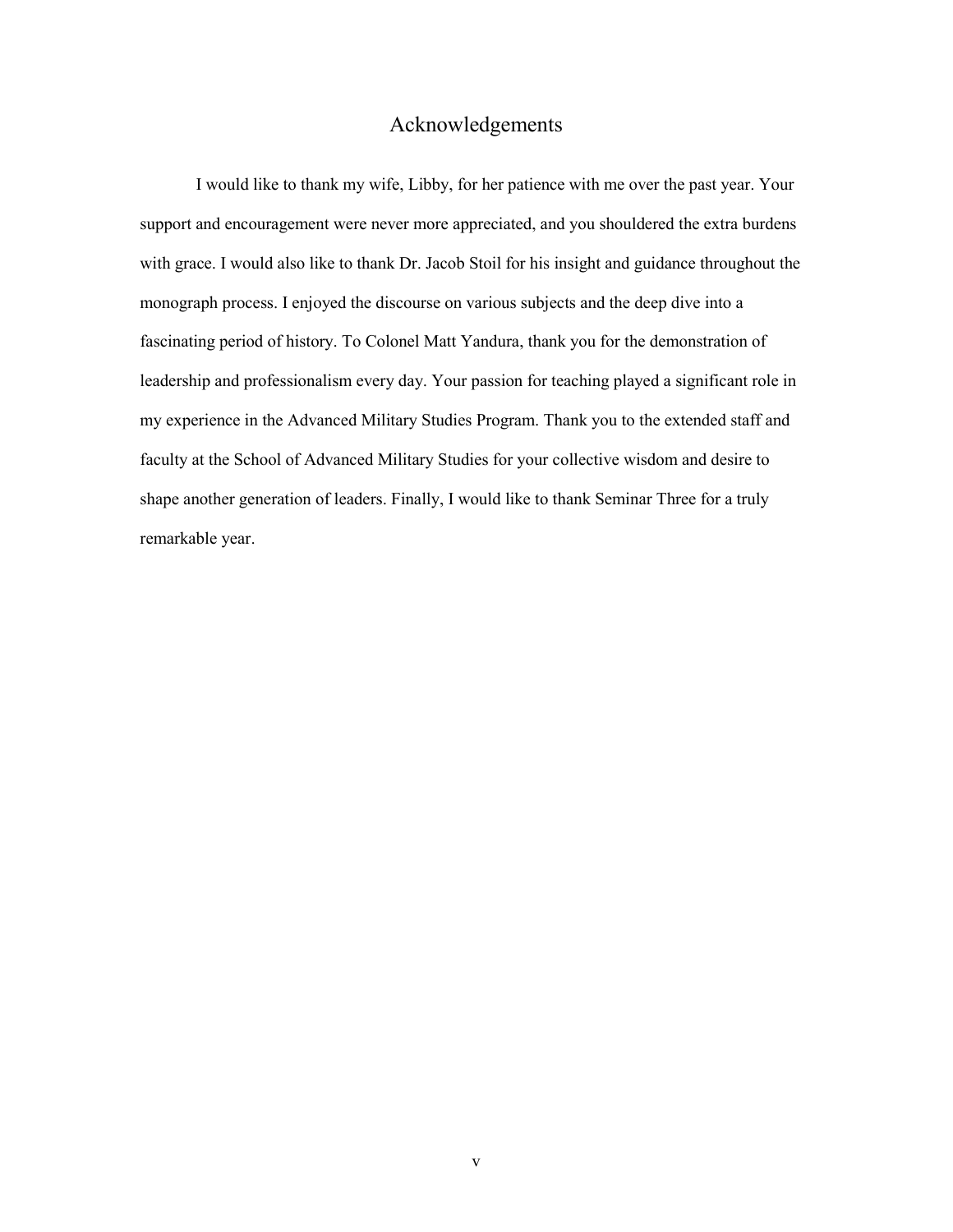# Acknowledgements

I would like to thank my wife, Libby, for her patience with me over the past year. Your support and encouragement were never more appreciated, and you shouldered the extra burdens with grace. I would also like to thank Dr. Jacob Stoil for his insight and guidance throughout the monograph process. I enjoyed the discourse on various subjects and the deep dive into a fascinating period of history. To Colonel Matt Yandura, thank you for the demonstration of leadership and professionalism every day. Your passion for teaching played a significant role in my experience in the Advanced Military Studies Program. Thank you to the extended staff and faculty at the School of Advanced Military Studies for your collective wisdom and desire to shape another generation of leaders. Finally, I would like to thank Seminar Three for a truly remarkable year.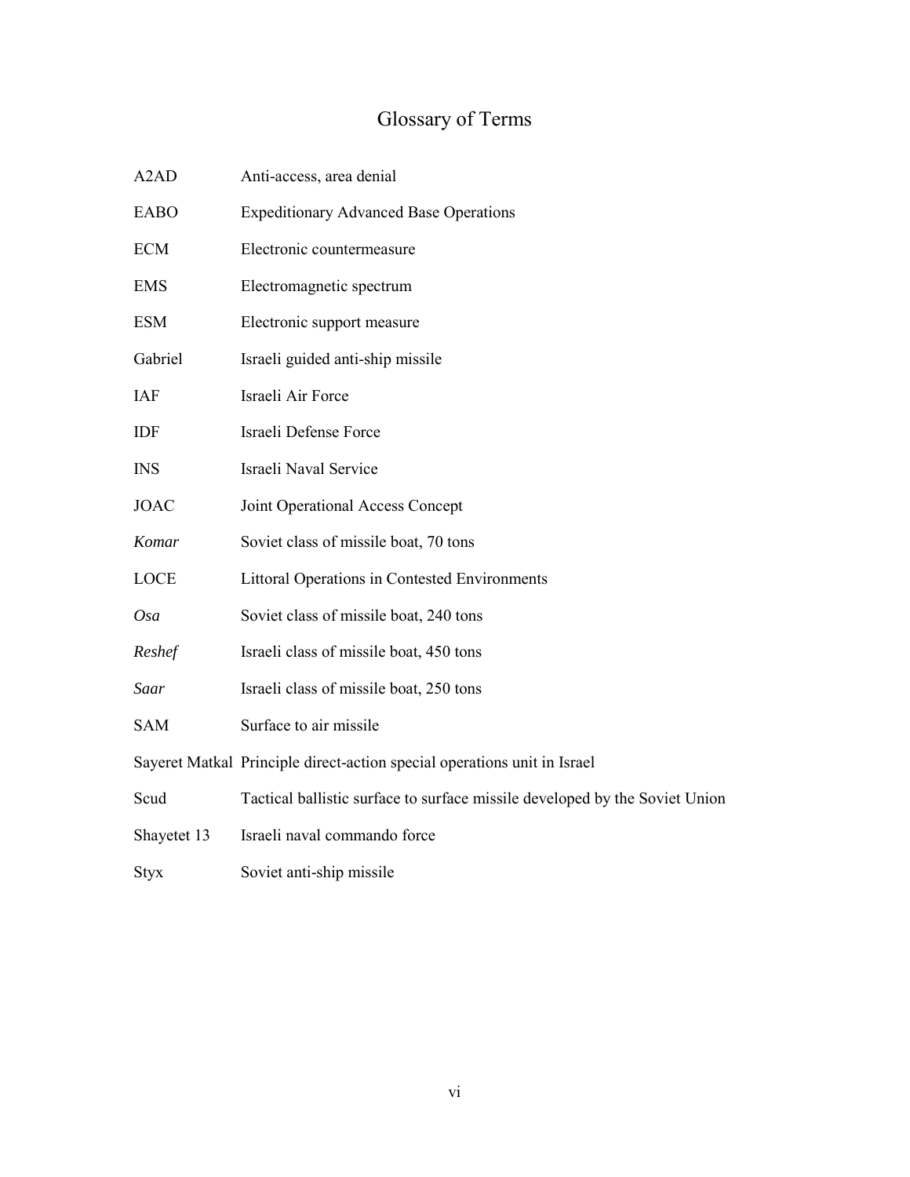# Glossary of Terms

| | |
|---|---|
| A2AD | Anti-access, area denial |
| EABO | Expeditionary Advanced Base Operations |
| ECM | Electronic countermeasure |
| EMS | Electromagnetic spectrum |
| ESM | Electronic support measure |
| Gabriel | Israeli guided anti-ship missile |
| IAF | Israeli Air Force |
| IDF | Israeli Defense Force |
| INS | Israeli Naval Service |
| JOAC | Joint Operational Access Concept |
| *Komar* | Soviet class of missile boat, 70 tons |
| LOCE | Littoral Operations in Contested Environments |
| *Osa* | Soviet class of missile boat, 240 tons |
| *Reshef* | Israeli class of missile boat, 450 tons |
| *Saar* | Israeli class of missile boat, 250 tons |
| SAM | Surface to air missile |
| Sayeret Matkal | Principle direct-action special operations unit in Israel |
| Scud | Tactical ballistic surface to surface missile developed by the Soviet Union |
| Shayetet 13 | Israeli naval commando force |
| Styx | Soviet anti-ship missile |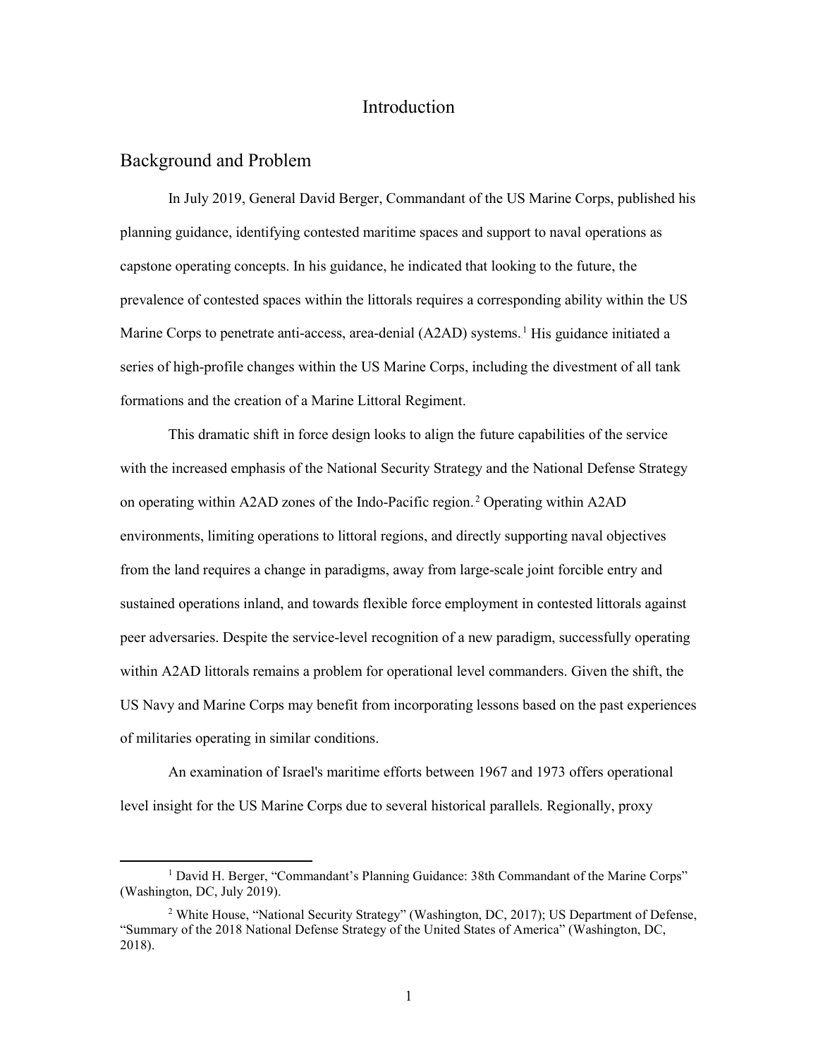# Introduction

## Background and Problem

In July 2019, General David Berger, Commandant of the US Marine Corps, published his planning guidance, identifying contested maritime spaces and support to naval operations as capstone operating concepts. In his guidance, he indicated that looking to the future, the prevalence of contested spaces within the littorals requires a corresponding ability within the US Marine Corps to penetrate anti-access, area-denial (A2AD) systems.[1] His guidance initiated a series of high-profile changes within the US Marine Corps, including the divestment of all tank formations and the creation of a Marine Littoral Regiment.

This dramatic shift in force design looks to align the future capabilities of the service with the increased emphasis of the National Security Strategy and the National Defense Strategy on operating within A2AD zones of the Indo-Pacific region.[2] Operating within A2AD environments, limiting operations to littoral regions, and directly supporting naval objectives from the land requires a change in paradigms, away from large-scale joint forcible entry and sustained operations inland, and towards flexible force employment in contested littorals against peer adversaries. Despite the service-level recognition of a new paradigm, successfully operating within A2AD littorals remains a problem for operational level commanders. Given the shift, the US Navy and Marine Corps may benefit from incorporating lessons based on the past experiences of militaries operating in similar conditions.

An examination of Israel's maritime efforts between 1967 and 1973 offers operational level insight for the US Marine Corps due to several historical parallels. Regionally, proxy

---

[1] David H. Berger, "Commandant's Planning Guidance: 38th Commandant of the Marine Corps" (Washington, DC, July 2019).

[2] White House, "National Security Strategy" (Washington, DC, 2017); US Department of Defense, "Summary of the 2018 National Defense Strategy of the United States of America" (Washington, DC, 2018).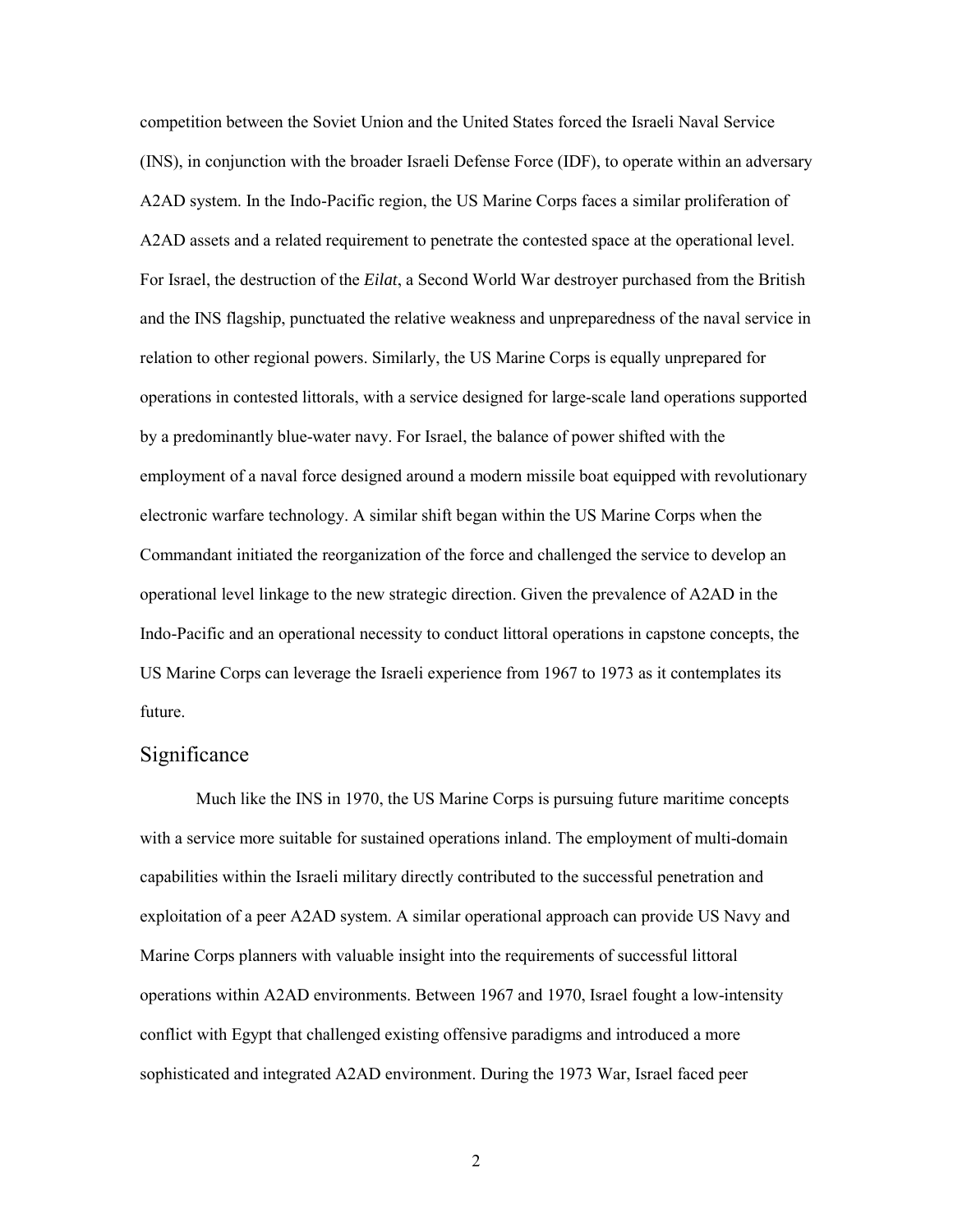competition between the Soviet Union and the United States forced the Israeli Naval Service (INS), in conjunction with the broader Israeli Defense Force (IDF), to operate within an adversary A2AD system. In the Indo-Pacific region, the US Marine Corps faces a similar proliferation of A2AD assets and a related requirement to penetrate the contested space at the operational level. For Israel, the destruction of the *Eilat*, a Second World War destroyer purchased from the British and the INS flagship, punctuated the relative weakness and unpreparedness of the naval service in relation to other regional powers. Similarly, the US Marine Corps is equally unprepared for operations in contested littorals, with a service designed for large-scale land operations supported by a predominantly blue-water navy. For Israel, the balance of power shifted with the employment of a naval force designed around a modern missile boat equipped with revolutionary electronic warfare technology. A similar shift began within the US Marine Corps when the Commandant initiated the reorganization of the force and challenged the service to develop an operational level linkage to the new strategic direction. Given the prevalence of A2AD in the Indo-Pacific and an operational necessity to conduct littoral operations in capstone concepts, the US Marine Corps can leverage the Israeli experience from 1967 to 1973 as it contemplates its future.

## Significance

Much like the INS in 1970, the US Marine Corps is pursuing future maritime concepts with a service more suitable for sustained operations inland. The employment of multi-domain capabilities within the Israeli military directly contributed to the successful penetration and exploitation of a peer A2AD system. A similar operational approach can provide US Navy and Marine Corps planners with valuable insight into the requirements of successful littoral operations within A2AD environments. Between 1967 and 1970, Israel fought a low-intensity conflict with Egypt that challenged existing offensive paradigms and introduced a more sophisticated and integrated A2AD environment. During the 1973 War, Israel faced peer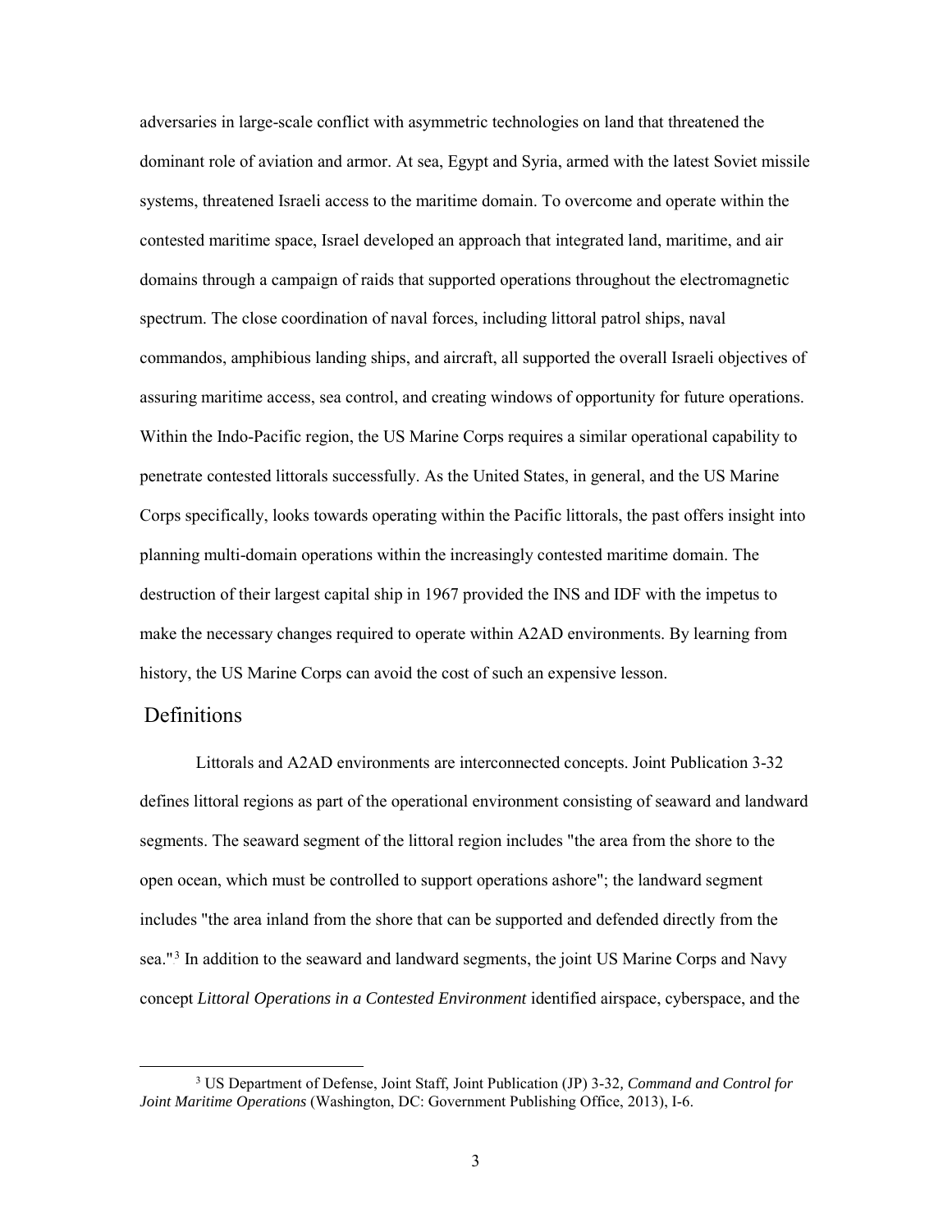adversaries in large-scale conflict with asymmetric technologies on land that threatened the dominant role of aviation and armor. At sea, Egypt and Syria, armed with the latest Soviet missile systems, threatened Israeli access to the maritime domain. To overcome and operate within the contested maritime space, Israel developed an approach that integrated land, maritime, and air domains through a campaign of raids that supported operations throughout the electromagnetic spectrum. The close coordination of naval forces, including littoral patrol ships, naval commandos, amphibious landing ships, and aircraft, all supported the overall Israeli objectives of assuring maritime access, sea control, and creating windows of opportunity for future operations. Within the Indo-Pacific region, the US Marine Corps requires a similar operational capability to penetrate contested littorals successfully. As the United States, in general, and the US Marine Corps specifically, looks towards operating within the Pacific littorals, the past offers insight into planning multi-domain operations within the increasingly contested maritime domain. The destruction of their largest capital ship in 1967 provided the INS and IDF with the impetus to make the necessary changes required to operate within A2AD environments. By learning from history, the US Marine Corps can avoid the cost of such an expensive lesson.

## Definitions

Littorals and A2AD environments are interconnected concepts. Joint Publication 3-32 defines littoral regions as part of the operational environment consisting of seaward and landward segments. The seaward segment of the littoral region includes "the area from the shore to the open ocean, which must be controlled to support operations ashore"; the landward segment includes "the area inland from the shore that can be supported and defended directly from the sea."[3] In addition to the seaward and landward segments, the joint US Marine Corps and Navy concept *Littoral Operations in a Contested Environment* identified airspace, cyberspace, and the

---

[3] US Department of Defense, Joint Staff, Joint Publication (JP) 3-32, *Command and Control for Joint Maritime Operations* (Washington, DC: Government Publishing Office, 2013), I-6.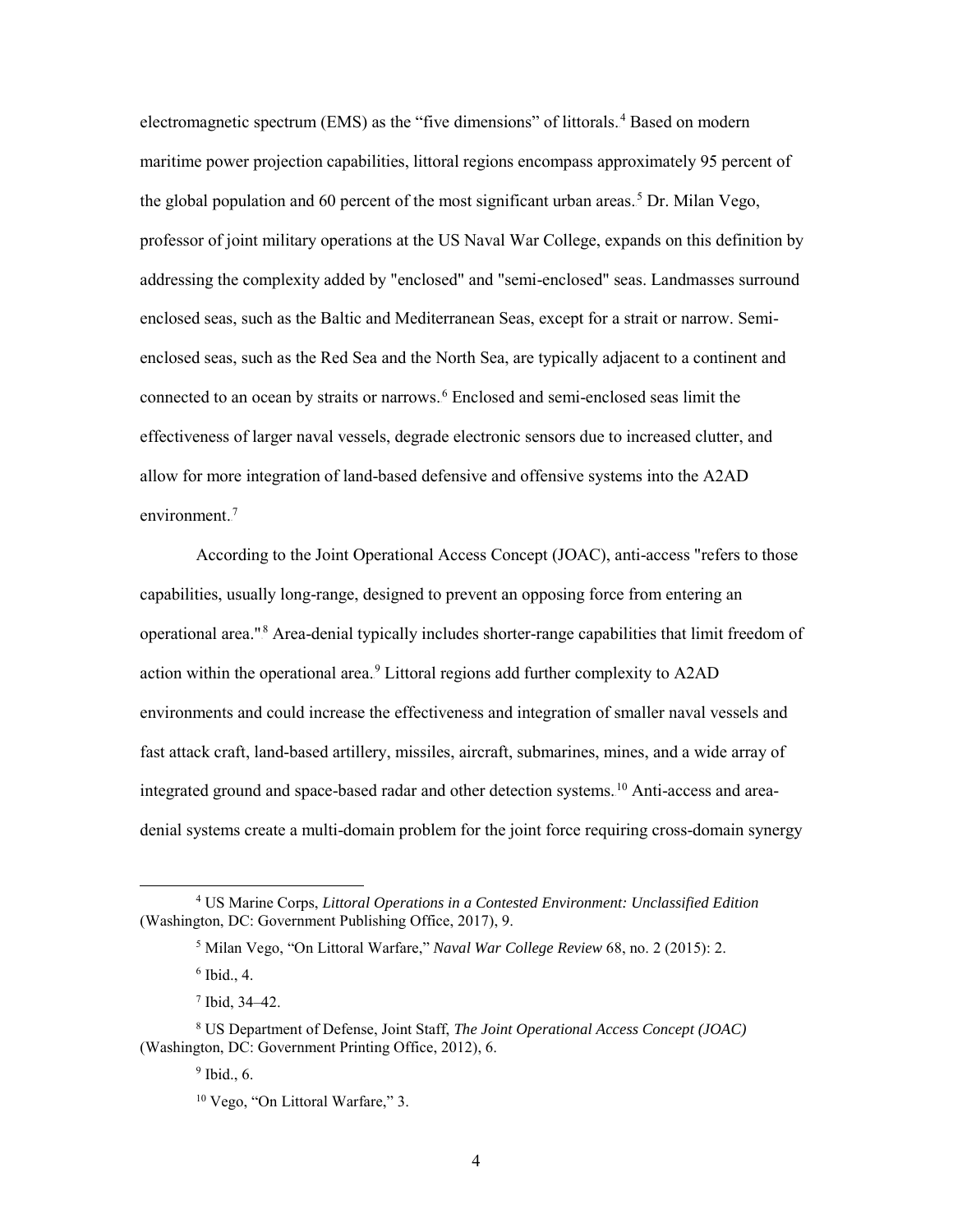electromagnetic spectrum (EMS) as the "five dimensions" of littorals.[4] Based on modern maritime power projection capabilities, littoral regions encompass approximately 95 percent of the global population and 60 percent of the most significant urban areas.[5] Dr. Milan Vego, professor of joint military operations at the US Naval War College, expands on this definition by addressing the complexity added by "enclosed" and "semi-enclosed" seas. Landmasses surround enclosed seas, such as the Baltic and Mediterranean Seas, except for a strait or narrow. Semi-enclosed seas, such as the Red Sea and the North Sea, are typically adjacent to a continent and connected to an ocean by straits or narrows.[6] Enclosed and semi-enclosed seas limit the effectiveness of larger naval vessels, degrade electronic sensors due to increased clutter, and allow for more integration of land-based defensive and offensive systems into the A2AD environment.[7]

According to the Joint Operational Access Concept (JOAC), anti-access "refers to those capabilities, usually long-range, designed to prevent an opposing force from entering an operational area."[8] Area-denial typically includes shorter-range capabilities that limit freedom of action within the operational area.[9] Littoral regions add further complexity to A2AD environments and could increase the effectiveness and integration of smaller naval vessels and fast attack craft, land-based artillery, missiles, aircraft, submarines, mines, and a wide array of integrated ground and space-based radar and other detection systems.[10] Anti-access and area-denial systems create a multi-domain problem for the joint force requiring cross-domain synergy

---

[4] US Marine Corps, *Littoral Operations in a Contested Environment: Unclassified Edition* (Washington, DC: Government Publishing Office, 2017), 9.

[5] Milan Vego, "On Littoral Warfare," *Naval War College Review* 68, no. 2 (2015): 2.

[6] Ibid., 4.

[7] Ibid, 34–42.

[8] US Department of Defense, Joint Staff, *The Joint Operational Access Concept (JOAC)* (Washington, DC: Government Printing Office, 2012), 6.

[9] Ibid., 6.

[10] Vego, "On Littoral Warfare," 3.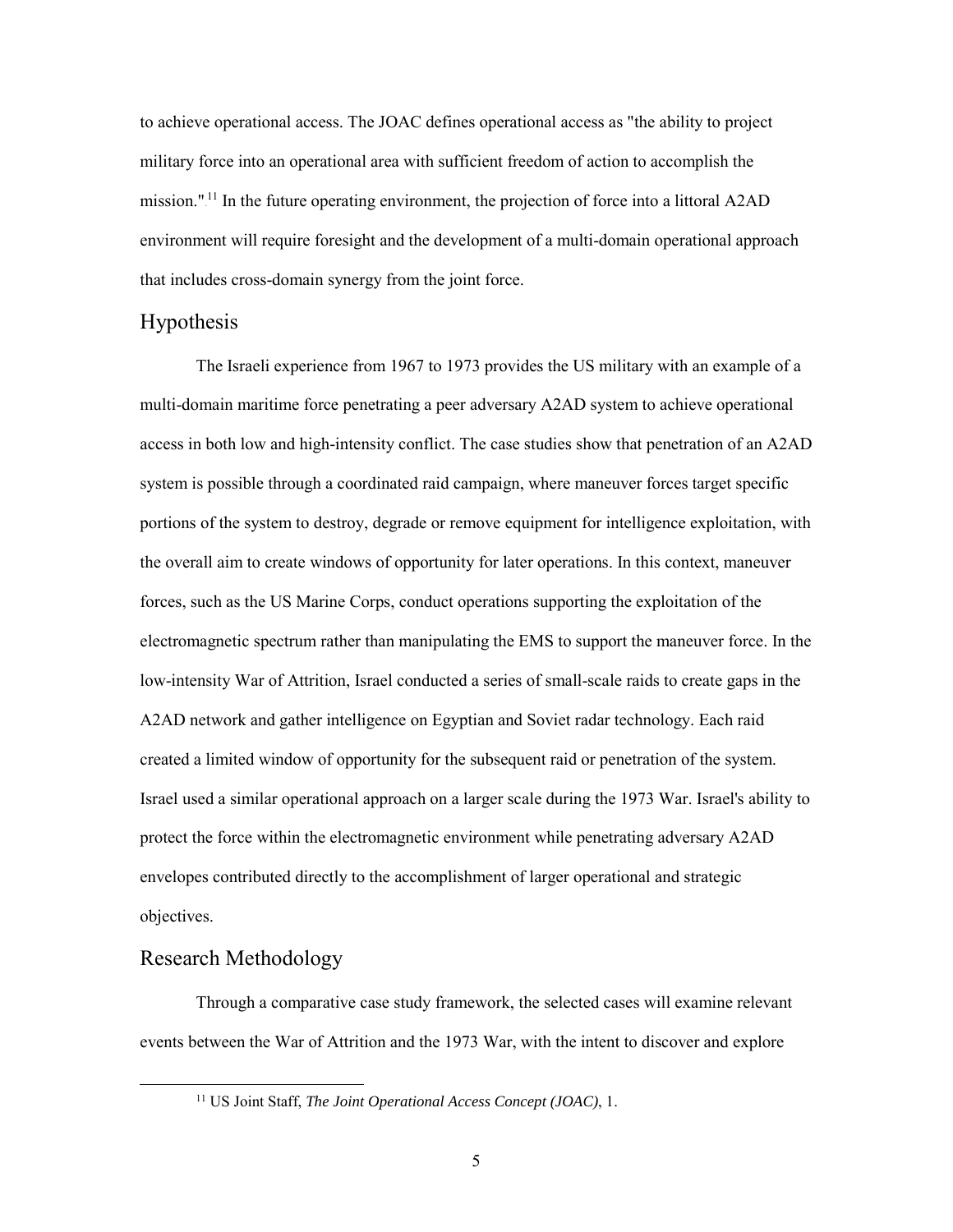to achieve operational access. The JOAC defines operational access as "the ability to project military force into an operational area with sufficient freedom of action to accomplish the mission."[11] In the future operating environment, the projection of force into a littoral A2AD environment will require foresight and the development of a multi-domain operational approach that includes cross-domain synergy from the joint force.

## Hypothesis

The Israeli experience from 1967 to 1973 provides the US military with an example of a multi-domain maritime force penetrating a peer adversary A2AD system to achieve operational access in both low and high-intensity conflict. The case studies show that penetration of an A2AD system is possible through a coordinated raid campaign, where maneuver forces target specific portions of the system to destroy, degrade or remove equipment for intelligence exploitation, with the overall aim to create windows of opportunity for later operations. In this context, maneuver forces, such as the US Marine Corps, conduct operations supporting the exploitation of the electromagnetic spectrum rather than manipulating the EMS to support the maneuver force. In the low-intensity War of Attrition, Israel conducted a series of small-scale raids to create gaps in the A2AD network and gather intelligence on Egyptian and Soviet radar technology. Each raid created a limited window of opportunity for the subsequent raid or penetration of the system. Israel used a similar operational approach on a larger scale during the 1973 War. Israel's ability to protect the force within the electromagnetic environment while penetrating adversary A2AD envelopes contributed directly to the accomplishment of larger operational and strategic objectives.

## Research Methodology

Through a comparative case study framework, the selected cases will examine relevant events between the War of Attrition and the 1973 War, with the intent to discover and explore

[11] US Joint Staff, *The Joint Operational Access Concept (JOAC)*, 1.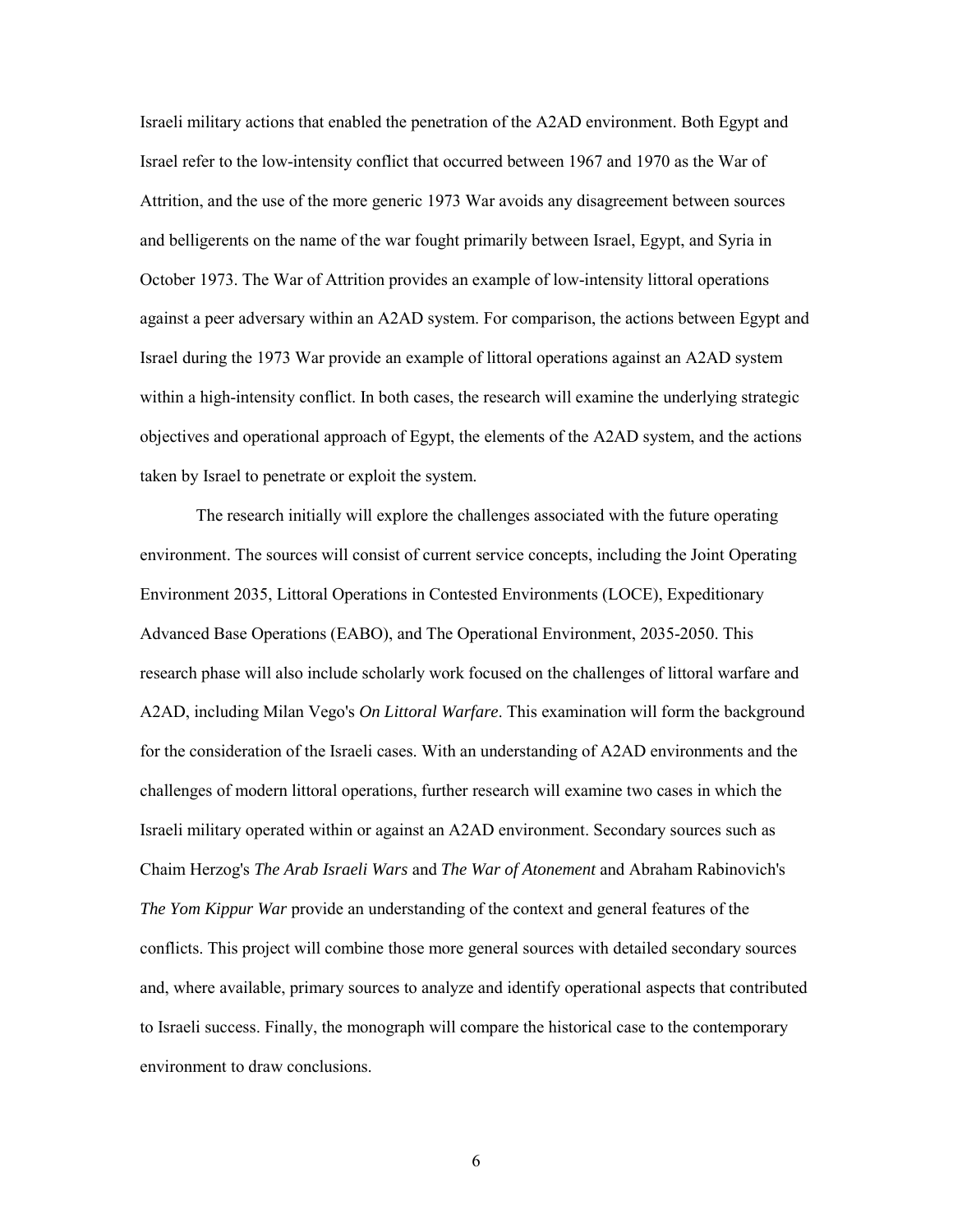Israeli military actions that enabled the penetration of the A2AD environment. Both Egypt and Israel refer to the low-intensity conflict that occurred between 1967 and 1970 as the War of Attrition, and the use of the more generic 1973 War avoids any disagreement between sources and belligerents on the name of the war fought primarily between Israel, Egypt, and Syria in October 1973. The War of Attrition provides an example of low-intensity littoral operations against a peer adversary within an A2AD system. For comparison, the actions between Egypt and Israel during the 1973 War provide an example of littoral operations against an A2AD system within a high-intensity conflict. In both cases, the research will examine the underlying strategic objectives and operational approach of Egypt, the elements of the A2AD system, and the actions taken by Israel to penetrate or exploit the system.

The research initially will explore the challenges associated with the future operating environment. The sources will consist of current service concepts, including the Joint Operating Environment 2035, Littoral Operations in Contested Environments (LOCE), Expeditionary Advanced Base Operations (EABO), and The Operational Environment, 2035-2050. This research phase will also include scholarly work focused on the challenges of littoral warfare and A2AD, including Milan Vego's *On Littoral Warfare*. This examination will form the background for the consideration of the Israeli cases. With an understanding of A2AD environments and the challenges of modern littoral operations, further research will examine two cases in which the Israeli military operated within or against an A2AD environment. Secondary sources such as Chaim Herzog's *The Arab Israeli Wars* and *The War of Atonement* and Abraham Rabinovich's *The Yom Kippur War* provide an understanding of the context and general features of the conflicts. This project will combine those more general sources with detailed secondary sources and, where available, primary sources to analyze and identify operational aspects that contributed to Israeli success. Finally, the monograph will compare the historical case to the contemporary environment to draw conclusions.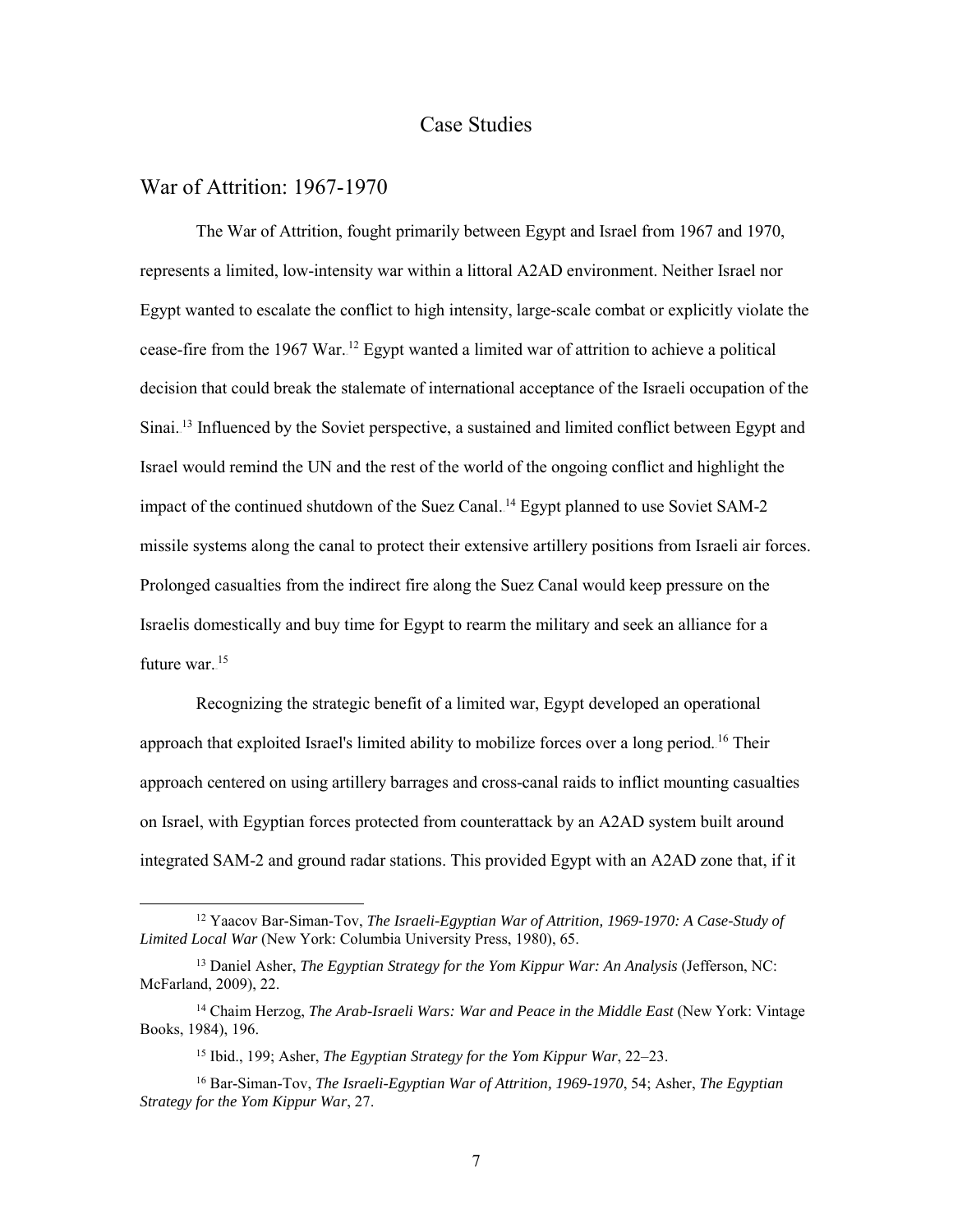# Case Studies

## War of Attrition: 1967-1970

The War of Attrition, fought primarily between Egypt and Israel from 1967 and 1970, represents a limited, low-intensity war within a littoral A2AD environment. Neither Israel nor Egypt wanted to escalate the conflict to high intensity, large-scale combat or explicitly violate the cease-fire from the 1967 War.[12] Egypt wanted a limited war of attrition to achieve a political decision that could break the stalemate of international acceptance of the Israeli occupation of the Sinai.[13] Influenced by the Soviet perspective, a sustained and limited conflict between Egypt and Israel would remind the UN and the rest of the world of the ongoing conflict and highlight the impact of the continued shutdown of the Suez Canal.[14] Egypt planned to use Soviet SAM-2 missile systems along the canal to protect their extensive artillery positions from Israeli air forces. Prolonged casualties from the indirect fire along the Suez Canal would keep pressure on the Israelis domestically and buy time for Egypt to rearm the military and seek an alliance for a future war.[15]

Recognizing the strategic benefit of a limited war, Egypt developed an operational approach that exploited Israel's limited ability to mobilize forces over a long period.[16] Their approach centered on using artillery barrages and cross-canal raids to inflict mounting casualties on Israel, with Egyptian forces protected from counterattack by an A2AD system built around integrated SAM-2 and ground radar stations. This provided Egypt with an A2AD zone that, if it

---

[12] Yaacov Bar-Siman-Tov, *The Israeli-Egyptian War of Attrition, 1969-1970: A Case-Study of Limited Local War* (New York: Columbia University Press, 1980), 65.

[13] Daniel Asher, *The Egyptian Strategy for the Yom Kippur War: An Analysis* (Jefferson, NC: McFarland, 2009), 22.

[14] Chaim Herzog, *The Arab-Israeli Wars: War and Peace in the Middle East* (New York: Vintage Books, 1984), 196.

[15] Ibid., 199; Asher, *The Egyptian Strategy for the Yom Kippur War*, 22–23.

[16] Bar-Siman-Tov, *The Israeli-Egyptian War of Attrition, 1969-1970*, 54; Asher, *The Egyptian Strategy for the Yom Kippur War*, 27.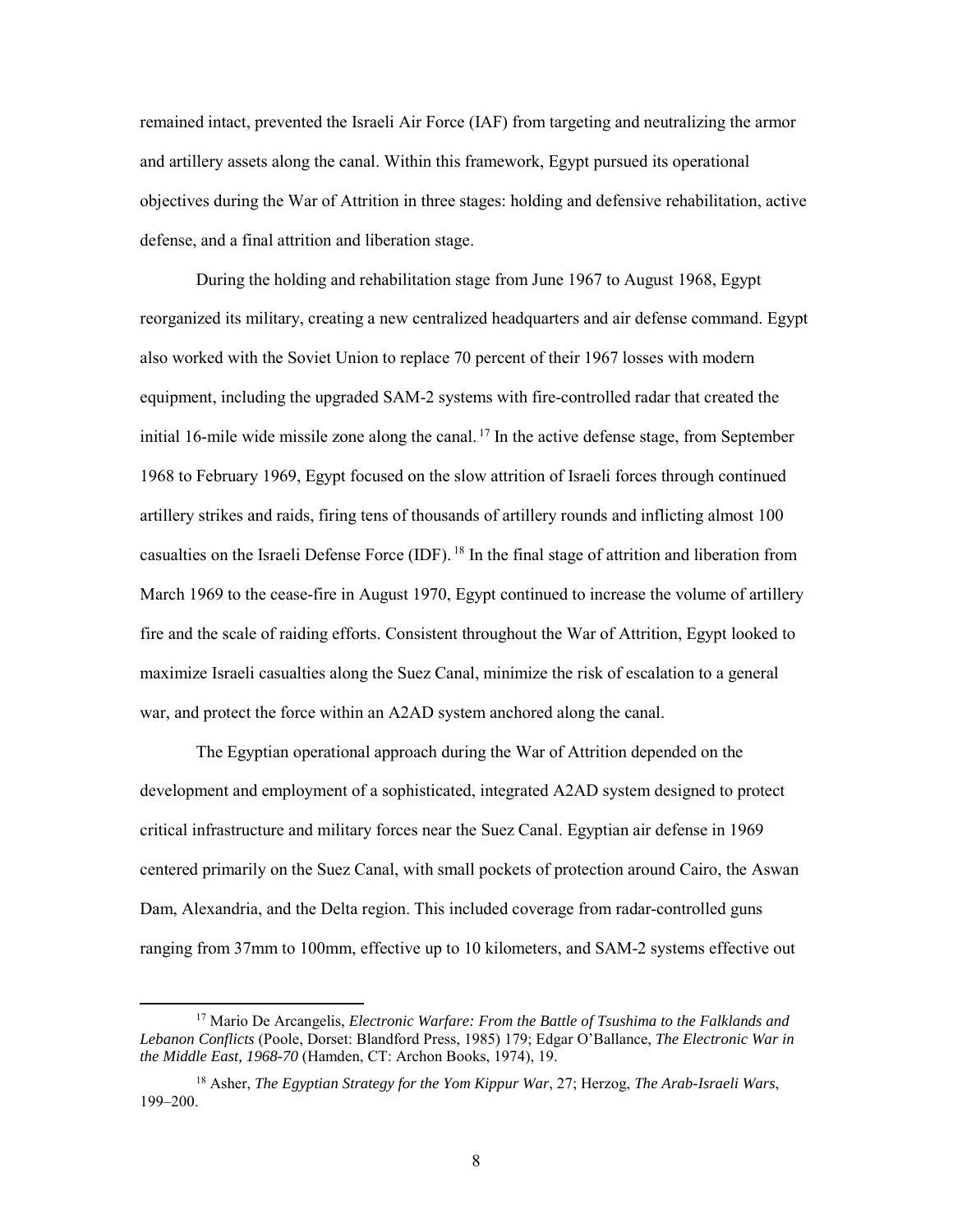remained intact, prevented the Israeli Air Force (IAF) from targeting and neutralizing the armor and artillery assets along the canal. Within this framework, Egypt pursued its operational objectives during the War of Attrition in three stages: holding and defensive rehabilitation, active defense, and a final attrition and liberation stage.

During the holding and rehabilitation stage from June 1967 to August 1968, Egypt reorganized its military, creating a new centralized headquarters and air defense command. Egypt also worked with the Soviet Union to replace 70 percent of their 1967 losses with modern equipment, including the upgraded SAM-2 systems with fire-controlled radar that created the initial 16-mile wide missile zone along the canal.[17] In the active defense stage, from September 1968 to February 1969, Egypt focused on the slow attrition of Israeli forces through continued artillery strikes and raids, firing tens of thousands of artillery rounds and inflicting almost 100 casualties on the Israeli Defense Force (IDF).[18] In the final stage of attrition and liberation from March 1969 to the cease-fire in August 1970, Egypt continued to increase the volume of artillery fire and the scale of raiding efforts. Consistent throughout the War of Attrition, Egypt looked to maximize Israeli casualties along the Suez Canal, minimize the risk of escalation to a general war, and protect the force within an A2AD system anchored along the canal.

The Egyptian operational approach during the War of Attrition depended on the development and employment of a sophisticated, integrated A2AD system designed to protect critical infrastructure and military forces near the Suez Canal. Egyptian air defense in 1969 centered primarily on the Suez Canal, with small pockets of protection around Cairo, the Aswan Dam, Alexandria, and the Delta region. This included coverage from radar-controlled guns ranging from 37mm to 100mm, effective up to 10 kilometers, and SAM-2 systems effective out

---

[17] Mario De Arcangelis, *Electronic Warfare: From the Battle of Tsushima to the Falklands and Lebanon Conflicts* (Poole, Dorset: Blandford Press, 1985) 179; Edgar O'Ballance, *The Electronic War in the Middle East, 1968-70* (Hamden, CT: Archon Books, 1974), 19.

[18] Asher, *The Egyptian Strategy for the Yom Kippur War*, 27; Herzog, *The Arab-Israeli Wars*, 199–200.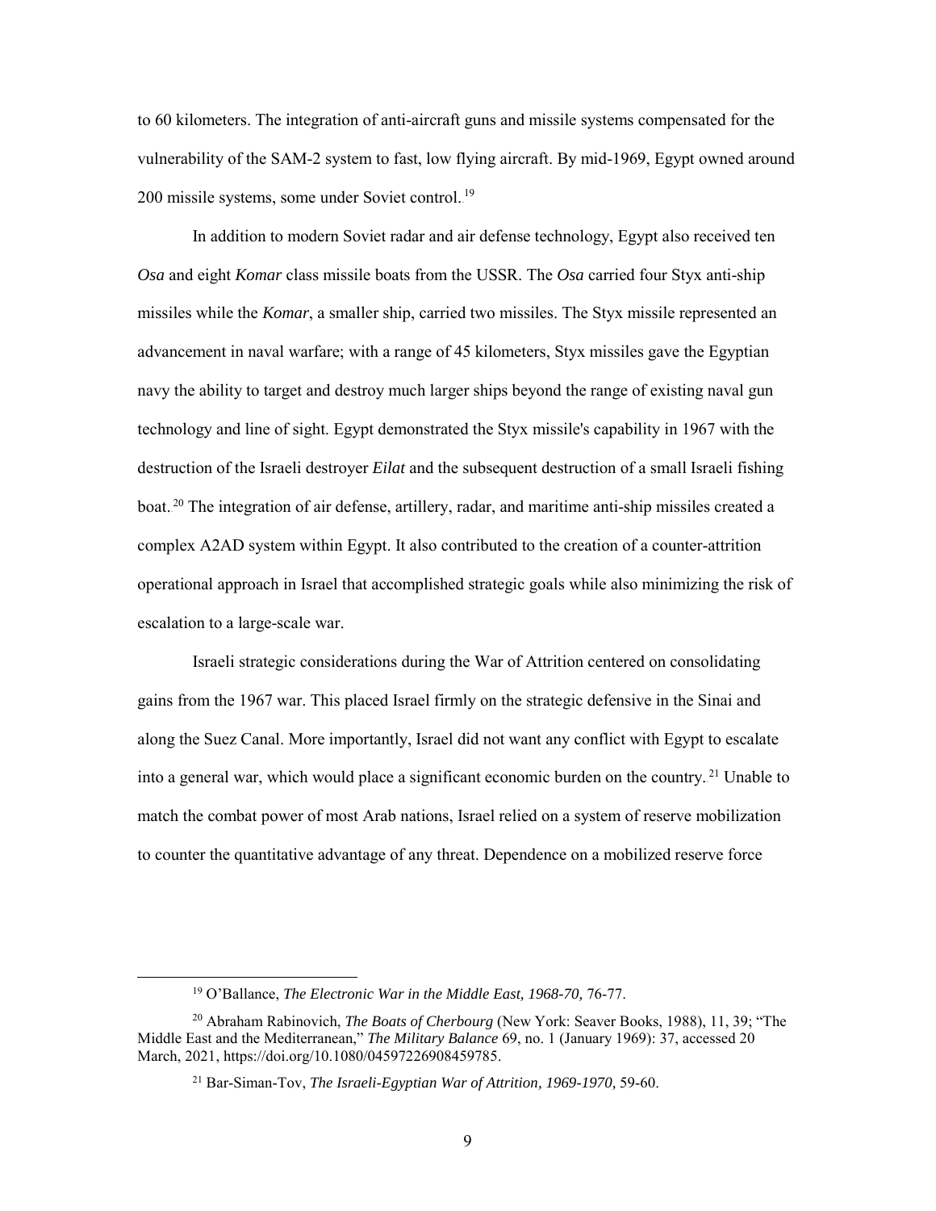to 60 kilometers. The integration of anti-aircraft guns and missile systems compensated for the vulnerability of the SAM-2 system to fast, low flying aircraft. By mid-1969, Egypt owned around 200 missile systems, some under Soviet control.[19]

In addition to modern Soviet radar and air defense technology, Egypt also received ten *Osa* and eight *Komar* class missile boats from the USSR. The *Osa* carried four Styx anti-ship missiles while the *Komar*, a smaller ship, carried two missiles. The Styx missile represented an advancement in naval warfare; with a range of 45 kilometers, Styx missiles gave the Egyptian navy the ability to target and destroy much larger ships beyond the range of existing naval gun technology and line of sight. Egypt demonstrated the Styx missile's capability in 1967 with the destruction of the Israeli destroyer *Eilat* and the subsequent destruction of a small Israeli fishing boat.[20] The integration of air defense, artillery, radar, and maritime anti-ship missiles created a complex A2AD system within Egypt. It also contributed to the creation of a counter-attrition operational approach in Israel that accomplished strategic goals while also minimizing the risk of escalation to a large-scale war.

Israeli strategic considerations during the War of Attrition centered on consolidating gains from the 1967 war. This placed Israel firmly on the strategic defensive in the Sinai and along the Suez Canal. More importantly, Israel did not want any conflict with Egypt to escalate into a general war, which would place a significant economic burden on the country.[21] Unable to match the combat power of most Arab nations, Israel relied on a system of reserve mobilization to counter the quantitative advantage of any threat. Dependence on a mobilized reserve force

---

[19] O'Ballance, *The Electronic War in the Middle East, 1968-70,* 76-77.

[20] Abraham Rabinovich, *The Boats of Cherbourg* (New York: Seaver Books, 1988), 11, 39; "The Middle East and the Mediterranean," *The Military Balance* 69, no. 1 (January 1969): 37, accessed 20 March, 2021, https://doi.org/10.1080/04597226908459785.

[21] Bar-Siman-Tov, *The Israeli-Egyptian War of Attrition, 1969-1970,* 59-60.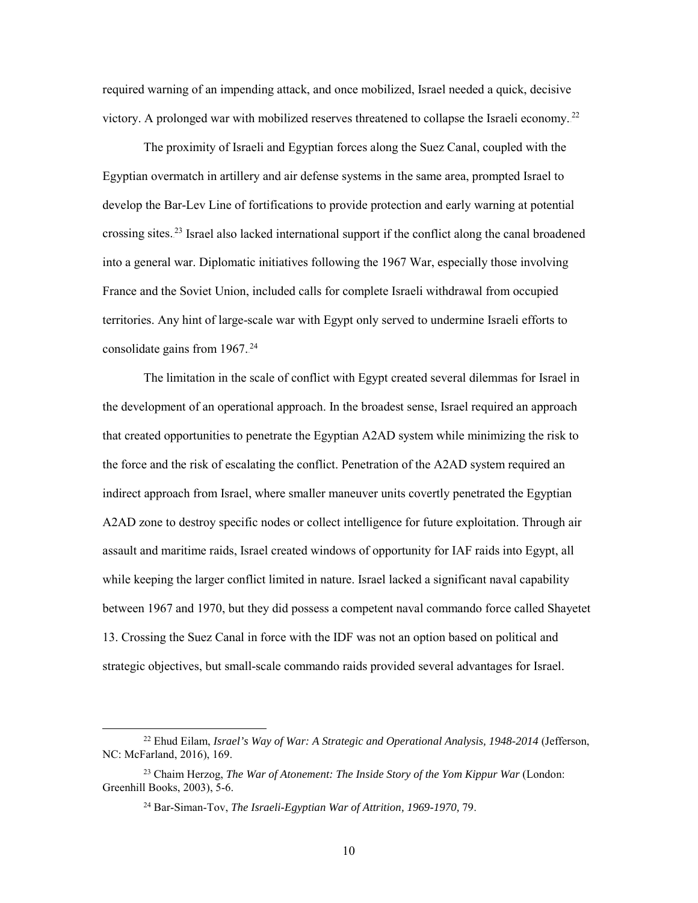required warning of an impending attack, and once mobilized, Israel needed a quick, decisive victory. A prolonged war with mobilized reserves threatened to collapse the Israeli economy.[22]

The proximity of Israeli and Egyptian forces along the Suez Canal, coupled with the Egyptian overmatch in artillery and air defense systems in the same area, prompted Israel to develop the Bar-Lev Line of fortifications to provide protection and early warning at potential crossing sites.[23] Israel also lacked international support if the conflict along the canal broadened into a general war. Diplomatic initiatives following the 1967 War, especially those involving France and the Soviet Union, included calls for complete Israeli withdrawal from occupied territories. Any hint of large-scale war with Egypt only served to undermine Israeli efforts to consolidate gains from 1967.[24]

The limitation in the scale of conflict with Egypt created several dilemmas for Israel in the development of an operational approach. In the broadest sense, Israel required an approach that created opportunities to penetrate the Egyptian A2AD system while minimizing the risk to the force and the risk of escalating the conflict. Penetration of the A2AD system required an indirect approach from Israel, where smaller maneuver units covertly penetrated the Egyptian A2AD zone to destroy specific nodes or collect intelligence for future exploitation. Through air assault and maritime raids, Israel created windows of opportunity for IAF raids into Egypt, all while keeping the larger conflict limited in nature. Israel lacked a significant naval capability between 1967 and 1970, but they did possess a competent naval commando force called Shayetet 13. Crossing the Suez Canal in force with the IDF was not an option based on political and strategic objectives, but small-scale commando raids provided several advantages for Israel.

---

[22] Ehud Eilam, *Israel's Way of War: A Strategic and Operational Analysis, 1948-2014* (Jefferson, NC: McFarland, 2016), 169.

[23] Chaim Herzog, *The War of Atonement: The Inside Story of the Yom Kippur War* (London: Greenhill Books, 2003), 5-6.

[24] Bar-Siman-Tov, *The Israeli-Egyptian War of Attrition, 1969-1970,* 79.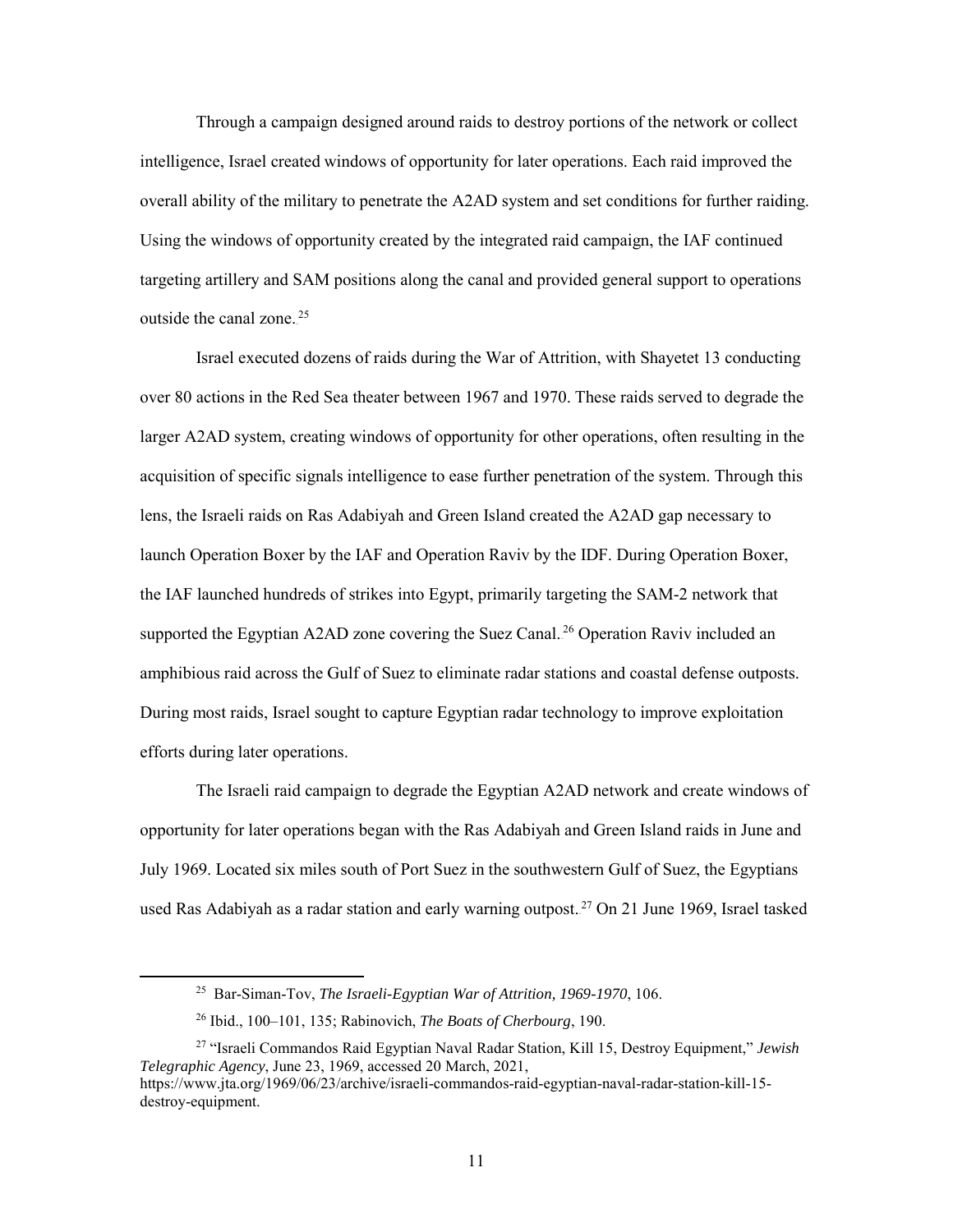Through a campaign designed around raids to destroy portions of the network or collect intelligence, Israel created windows of opportunity for later operations. Each raid improved the overall ability of the military to penetrate the A2AD system and set conditions for further raiding. Using the windows of opportunity created by the integrated raid campaign, the IAF continued targeting artillery and SAM positions along the canal and provided general support to operations outside the canal zone.[25]

Israel executed dozens of raids during the War of Attrition, with Shayetet 13 conducting over 80 actions in the Red Sea theater between 1967 and 1970. These raids served to degrade the larger A2AD system, creating windows of opportunity for other operations, often resulting in the acquisition of specific signals intelligence to ease further penetration of the system. Through this lens, the Israeli raids on Ras Adabiyah and Green Island created the A2AD gap necessary to launch Operation Boxer by the IAF and Operation Raviv by the IDF. During Operation Boxer, the IAF launched hundreds of strikes into Egypt, primarily targeting the SAM-2 network that supported the Egyptian A2AD zone covering the Suez Canal.[26] Operation Raviv included an amphibious raid across the Gulf of Suez to eliminate radar stations and coastal defense outposts. During most raids, Israel sought to capture Egyptian radar technology to improve exploitation efforts during later operations.

The Israeli raid campaign to degrade the Egyptian A2AD network and create windows of opportunity for later operations began with the Ras Adabiyah and Green Island raids in June and July 1969. Located six miles south of Port Suez in the southwestern Gulf of Suez, the Egyptians used Ras Adabiyah as a radar station and early warning outpost.[27] On 21 June 1969, Israel tasked

---

[25] Bar-Siman-Tov, *The Israeli-Egyptian War of Attrition, 1969-1970*, 106.

[26] Ibid., 100–101, 135; Rabinovich, *The Boats of Cherbourg*, 190.

[27] "Israeli Commandos Raid Egyptian Naval Radar Station, Kill 15, Destroy Equipment," *Jewish Telegraphic Agency*, June 23, 1969, accessed 20 March, 2021, https://www.jta.org/1969/06/23/archive/israeli-commandos-raid-egyptian-naval-radar-station-kill-15-destroy-equipment.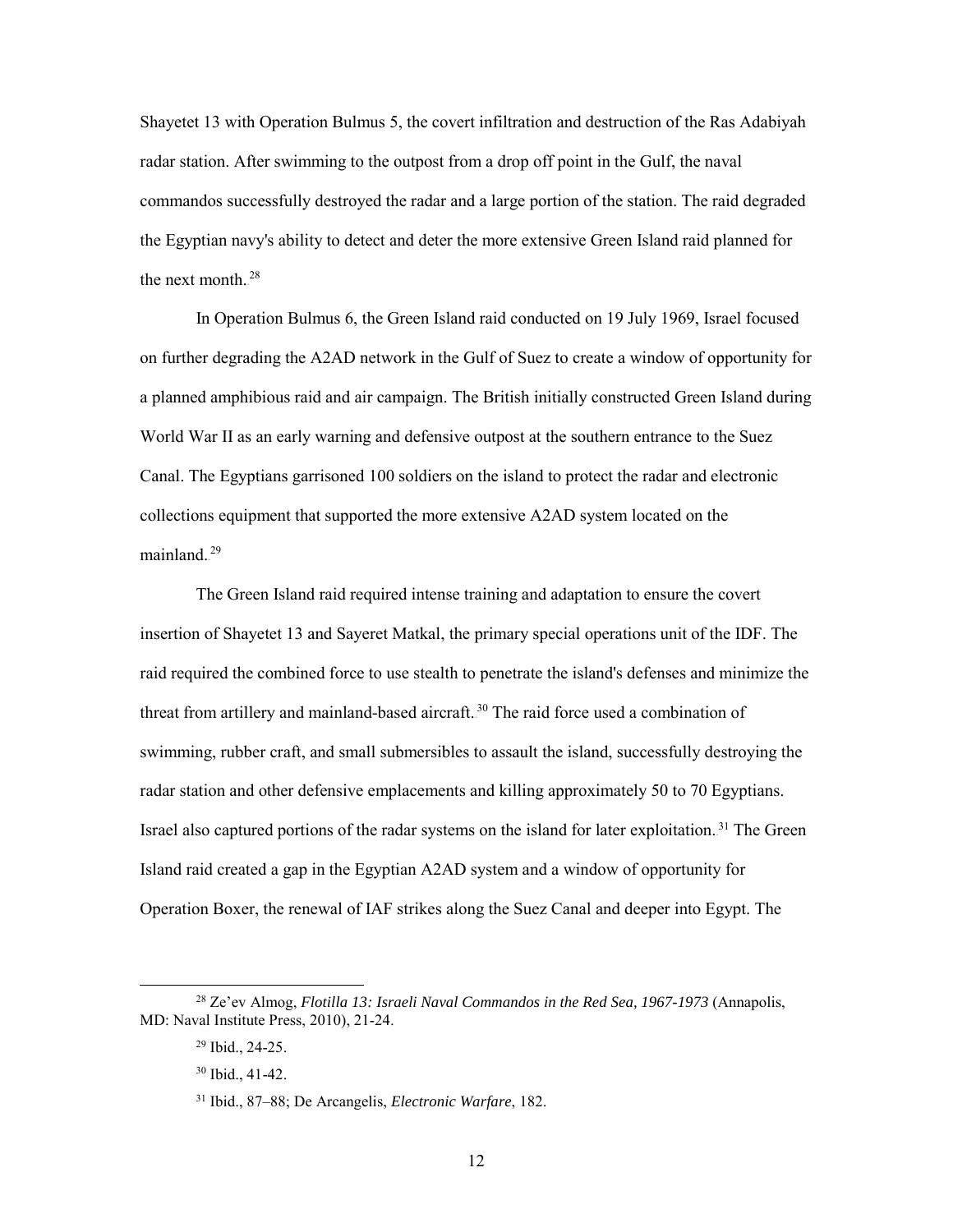Shayetet 13 with Operation Bulmus 5, the covert infiltration and destruction of the Ras Adabiyah radar station. After swimming to the outpost from a drop off point in the Gulf, the naval commandos successfully destroyed the radar and a large portion of the station. The raid degraded the Egyptian navy's ability to detect and deter the more extensive Green Island raid planned for the next month.[28]

In Operation Bulmus 6, the Green Island raid conducted on 19 July 1969, Israel focused on further degrading the A2AD network in the Gulf of Suez to create a window of opportunity for a planned amphibious raid and air campaign. The British initially constructed Green Island during World War II as an early warning and defensive outpost at the southern entrance to the Suez Canal. The Egyptians garrisoned 100 soldiers on the island to protect the radar and electronic collections equipment that supported the more extensive A2AD system located on the mainland.[29]

The Green Island raid required intense training and adaptation to ensure the covert insertion of Shayetet 13 and Sayeret Matkal, the primary special operations unit of the IDF. The raid required the combined force to use stealth to penetrate the island's defenses and minimize the threat from artillery and mainland-based aircraft.[30] The raid force used a combination of swimming, rubber craft, and small submersibles to assault the island, successfully destroying the radar station and other defensive emplacements and killing approximately 50 to 70 Egyptians. Israel also captured portions of the radar systems on the island for later exploitation.[31] The Green Island raid created a gap in the Egyptian A2AD system and a window of opportunity for Operation Boxer, the renewal of IAF strikes along the Suez Canal and deeper into Egypt. The

---

[28] Ze'ev Almog, *Flotilla 13: Israeli Naval Commandos in the Red Sea, 1967-1973* (Annapolis, MD: Naval Institute Press, 2010), 21-24.

[29] Ibid., 24-25.

[30] Ibid., 41-42.

[31] Ibid., 87–88; De Arcangelis, *Electronic Warfare*, 182.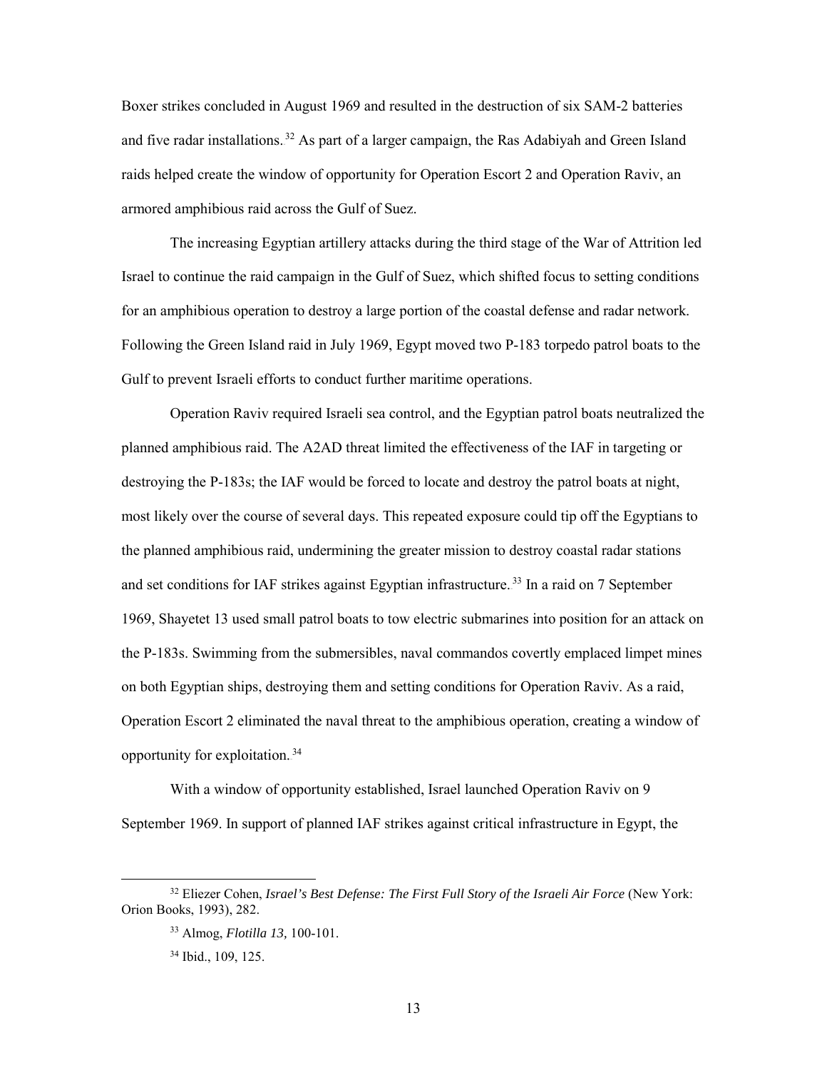Boxer strikes concluded in August 1969 and resulted in the destruction of six SAM-2 batteries and five radar installations.[32] As part of a larger campaign, the Ras Adabiyah and Green Island raids helped create the window of opportunity for Operation Escort 2 and Operation Raviv, an armored amphibious raid across the Gulf of Suez.

The increasing Egyptian artillery attacks during the third stage of the War of Attrition led Israel to continue the raid campaign in the Gulf of Suez, which shifted focus to setting conditions for an amphibious operation to destroy a large portion of the coastal defense and radar network. Following the Green Island raid in July 1969, Egypt moved two P-183 torpedo patrol boats to the Gulf to prevent Israeli efforts to conduct further maritime operations.

Operation Raviv required Israeli sea control, and the Egyptian patrol boats neutralized the planned amphibious raid. The A2AD threat limited the effectiveness of the IAF in targeting or destroying the P-183s; the IAF would be forced to locate and destroy the patrol boats at night, most likely over the course of several days. This repeated exposure could tip off the Egyptians to the planned amphibious raid, undermining the greater mission to destroy coastal radar stations and set conditions for IAF strikes against Egyptian infrastructure.[33] In a raid on 7 September 1969, Shayetet 13 used small patrol boats to tow electric submarines into position for an attack on the P-183s. Swimming from the submersibles, naval commandos covertly emplaced limpet mines on both Egyptian ships, destroying them and setting conditions for Operation Raviv. As a raid, Operation Escort 2 eliminated the naval threat to the amphibious operation, creating a window of opportunity for exploitation.[34]

With a window of opportunity established, Israel launched Operation Raviv on 9 September 1969. In support of planned IAF strikes against critical infrastructure in Egypt, the

---

[32] Eliezer Cohen, *Israel's Best Defense: The First Full Story of the Israeli Air Force* (New York: Orion Books, 1993), 282.

[33] Almog, *Flotilla 13,* 100-101.

[34] Ibid., 109, 125.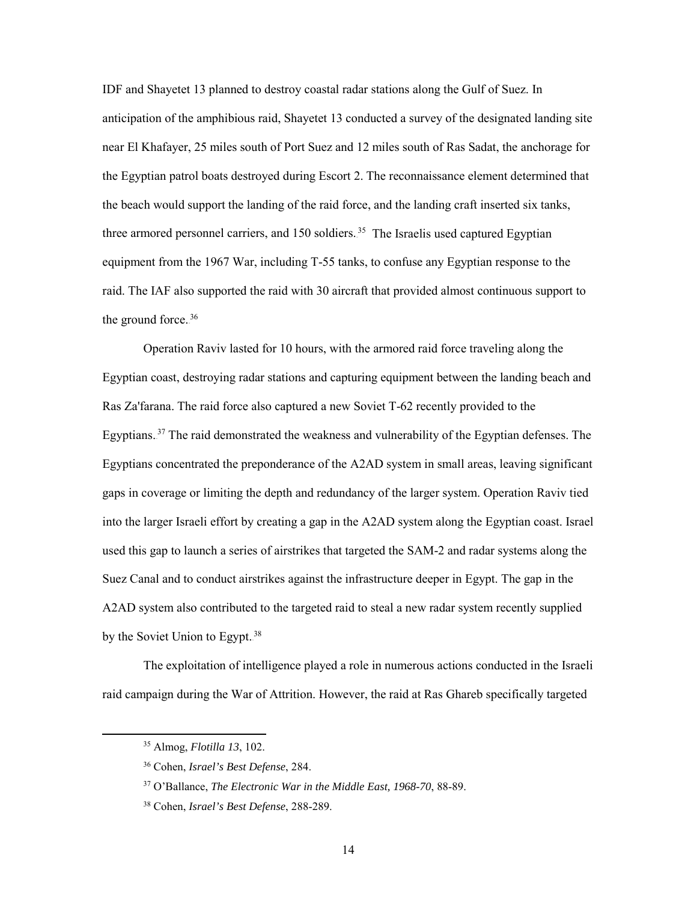IDF and Shayetet 13 planned to destroy coastal radar stations along the Gulf of Suez. In anticipation of the amphibious raid, Shayetet 13 conducted a survey of the designated landing site near El Khafayer, 25 miles south of Port Suez and 12 miles south of Ras Sadat, the anchorage for the Egyptian patrol boats destroyed during Escort 2. The reconnaissance element determined that the beach would support the landing of the raid force, and the landing craft inserted six tanks, three armored personnel carriers, and 150 soldiers.[35] The Israelis used captured Egyptian equipment from the 1967 War, including T-55 tanks, to confuse any Egyptian response to the raid. The IAF also supported the raid with 30 aircraft that provided almost continuous support to the ground force.[36]

Operation Raviv lasted for 10 hours, with the armored raid force traveling along the Egyptian coast, destroying radar stations and capturing equipment between the landing beach and Ras Za'farana. The raid force also captured a new Soviet T-62 recently provided to the Egyptians.[37] The raid demonstrated the weakness and vulnerability of the Egyptian defenses. The Egyptians concentrated the preponderance of the A2AD system in small areas, leaving significant gaps in coverage or limiting the depth and redundancy of the larger system. Operation Raviv tied into the larger Israeli effort by creating a gap in the A2AD system along the Egyptian coast. Israel used this gap to launch a series of airstrikes that targeted the SAM-2 and radar systems along the Suez Canal and to conduct airstrikes against the infrastructure deeper in Egypt. The gap in the A2AD system also contributed to the targeted raid to steal a new radar system recently supplied by the Soviet Union to Egypt.[38]

The exploitation of intelligence played a role in numerous actions conducted in the Israeli raid campaign during the War of Attrition. However, the raid at Ras Ghareb specifically targeted

[35] Almog, *Flotilla 13*, 102.

[36] Cohen, *Israel's Best Defense*, 284.

[37] O'Ballance, *The Electronic War in the Middle East, 1968-70*, 88-89.

[38] Cohen, *Israel's Best Defense*, 288-289.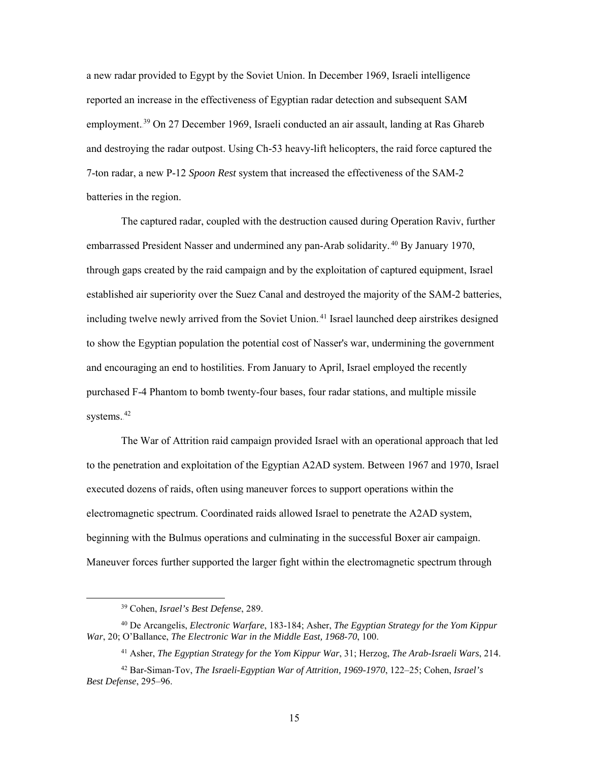a new radar provided to Egypt by the Soviet Union. In December 1969, Israeli intelligence reported an increase in the effectiveness of Egyptian radar detection and subsequent SAM employment.[39] On 27 December 1969, Israeli conducted an air assault, landing at Ras Ghareb and destroying the radar outpost. Using Ch-53 heavy-lift helicopters, the raid force captured the 7-ton radar, a new P-12 *Spoon Rest* system that increased the effectiveness of the SAM-2 batteries in the region.

The captured radar, coupled with the destruction caused during Operation Raviv, further embarrassed President Nasser and undermined any pan-Arab solidarity.[40] By January 1970, through gaps created by the raid campaign and by the exploitation of captured equipment, Israel established air superiority over the Suez Canal and destroyed the majority of the SAM-2 batteries, including twelve newly arrived from the Soviet Union.[41] Israel launched deep airstrikes designed to show the Egyptian population the potential cost of Nasser's war, undermining the government and encouraging an end to hostilities. From January to April, Israel employed the recently purchased F-4 Phantom to bomb twenty-four bases, four radar stations, and multiple missile systems.[42]

The War of Attrition raid campaign provided Israel with an operational approach that led to the penetration and exploitation of the Egyptian A2AD system. Between 1967 and 1970, Israel executed dozens of raids, often using maneuver forces to support operations within the electromagnetic spectrum. Coordinated raids allowed Israel to penetrate the A2AD system, beginning with the Bulmus operations and culminating in the successful Boxer air campaign. Maneuver forces further supported the larger fight within the electromagnetic spectrum through

---

[39] Cohen, *Israel's Best Defense*, 289.

[40] De Arcangelis, *Electronic Warfare*, 183-184; Asher, *The Egyptian Strategy for the Yom Kippur War*, 20; O'Ballance, *The Electronic War in the Middle East, 1968-70*, 100.

[41] Asher, *The Egyptian Strategy for the Yom Kippur War*, 31; Herzog, *The Arab-Israeli Wars*, 214.

[42] Bar-Siman-Tov, *The Israeli-Egyptian War of Attrition, 1969-1970*, 122–25; Cohen, *Israel's Best Defense*, 295–96.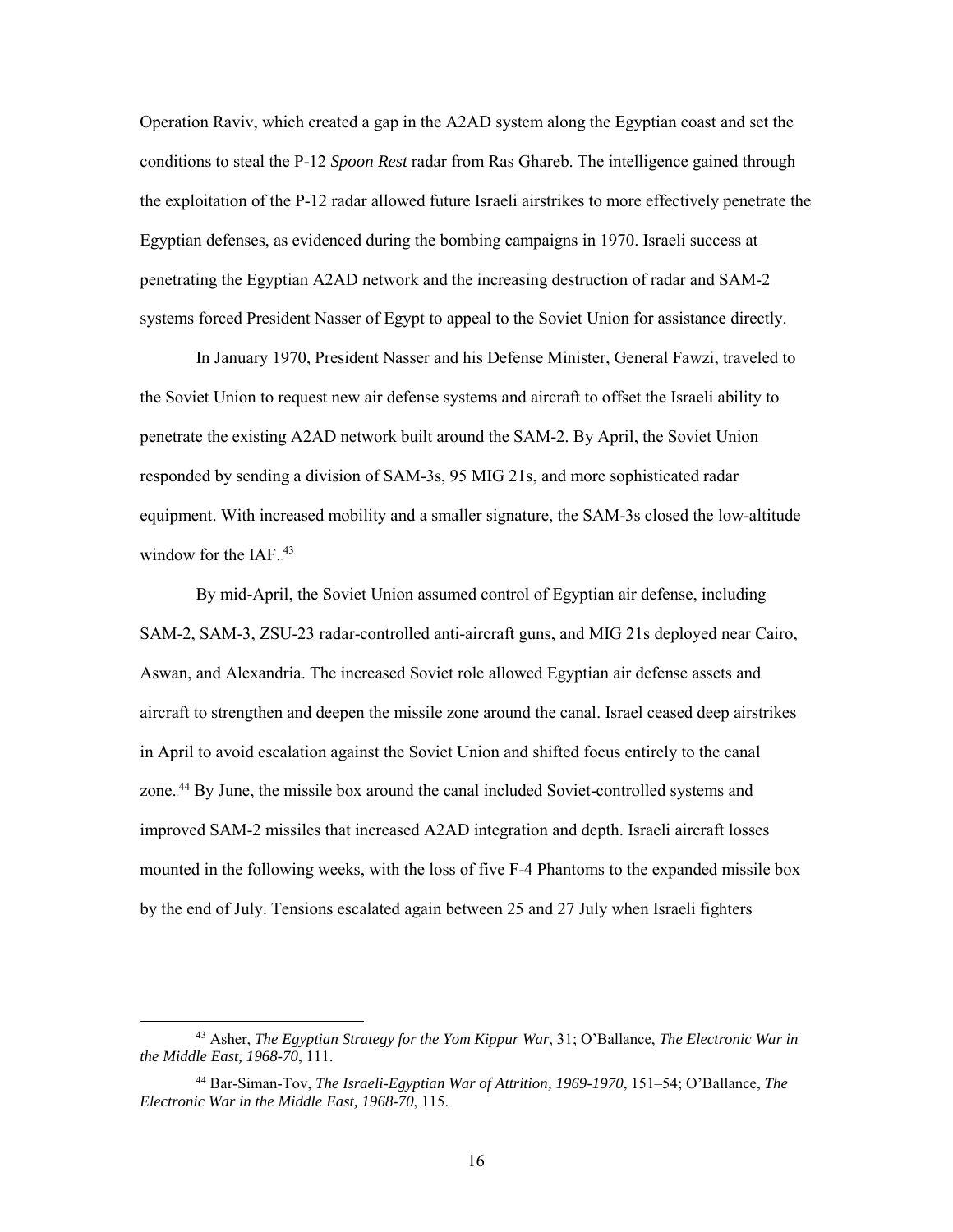Operation Raviv, which created a gap in the A2AD system along the Egyptian coast and set the conditions to steal the P-12 *Spoon Rest* radar from Ras Ghareb. The intelligence gained through the exploitation of the P-12 radar allowed future Israeli airstrikes to more effectively penetrate the Egyptian defenses, as evidenced during the bombing campaigns in 1970. Israeli success at penetrating the Egyptian A2AD network and the increasing destruction of radar and SAM-2 systems forced President Nasser of Egypt to appeal to the Soviet Union for assistance directly.

In January 1970, President Nasser and his Defense Minister, General Fawzi, traveled to the Soviet Union to request new air defense systems and aircraft to offset the Israeli ability to penetrate the existing A2AD network built around the SAM-2. By April, the Soviet Union responded by sending a division of SAM-3s, 95 MIG 21s, and more sophisticated radar equipment. With increased mobility and a smaller signature, the SAM-3s closed the low-altitude window for the IAF.[43]

By mid-April, the Soviet Union assumed control of Egyptian air defense, including SAM-2, SAM-3, ZSU-23 radar-controlled anti-aircraft guns, and MIG 21s deployed near Cairo, Aswan, and Alexandria. The increased Soviet role allowed Egyptian air defense assets and aircraft to strengthen and deepen the missile zone around the canal. Israel ceased deep airstrikes in April to avoid escalation against the Soviet Union and shifted focus entirely to the canal zone.[44] By June, the missile box around the canal included Soviet-controlled systems and improved SAM-2 missiles that increased A2AD integration and depth. Israeli aircraft losses mounted in the following weeks, with the loss of five F-4 Phantoms to the expanded missile box by the end of July. Tensions escalated again between 25 and 27 July when Israeli fighters

---

[43] Asher, *The Egyptian Strategy for the Yom Kippur War*, 31; O'Ballance, *The Electronic War in the Middle East, 1968-70*, 111.

[44] Bar-Siman-Tov, *The Israeli-Egyptian War of Attrition, 1969-1970*, 151–54; O'Ballance, *The Electronic War in the Middle East, 1968-70*, 115.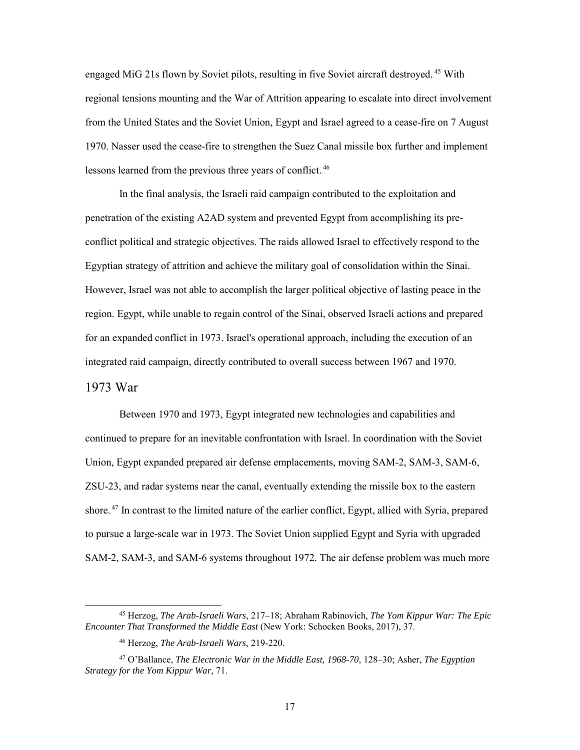engaged MiG 21s flown by Soviet pilots, resulting in five Soviet aircraft destroyed.[45] With regional tensions mounting and the War of Attrition appearing to escalate into direct involvement from the United States and the Soviet Union, Egypt and Israel agreed to a cease-fire on 7 August 1970. Nasser used the cease-fire to strengthen the Suez Canal missile box further and implement lessons learned from the previous three years of conflict.[46]

In the final analysis, the Israeli raid campaign contributed to the exploitation and penetration of the existing A2AD system and prevented Egypt from accomplishing its pre-conflict political and strategic objectives. The raids allowed Israel to effectively respond to the Egyptian strategy of attrition and achieve the military goal of consolidation within the Sinai. However, Israel was not able to accomplish the larger political objective of lasting peace in the region. Egypt, while unable to regain control of the Sinai, observed Israeli actions and prepared for an expanded conflict in 1973. Israel's operational approach, including the execution of an integrated raid campaign, directly contributed to overall success between 1967 and 1970.

## 1973 War

Between 1970 and 1973, Egypt integrated new technologies and capabilities and continued to prepare for an inevitable confrontation with Israel. In coordination with the Soviet Union, Egypt expanded prepared air defense emplacements, moving SAM-2, SAM-3, SAM-6, ZSU-23, and radar systems near the canal, eventually extending the missile box to the eastern shore.[47] In contrast to the limited nature of the earlier conflict, Egypt, allied with Syria, prepared to pursue a large-scale war in 1973. The Soviet Union supplied Egypt and Syria with upgraded SAM-2, SAM-3, and SAM-6 systems throughout 1972. The air defense problem was much more

---

[45] Herzog, *The Arab-Israeli Wars*, 217–18; Abraham Rabinovich, *The Yom Kippur War: The Epic Encounter That Transformed the Middle East* (New York: Schocken Books, 2017), 37.

[46] Herzog, *The Arab-Israeli Wars,* 219-220.

[47] O'Ballance, *The Electronic War in the Middle East, 1968-70*, 128–30; Asher, *The Egyptian Strategy for the Yom Kippur War*, 71.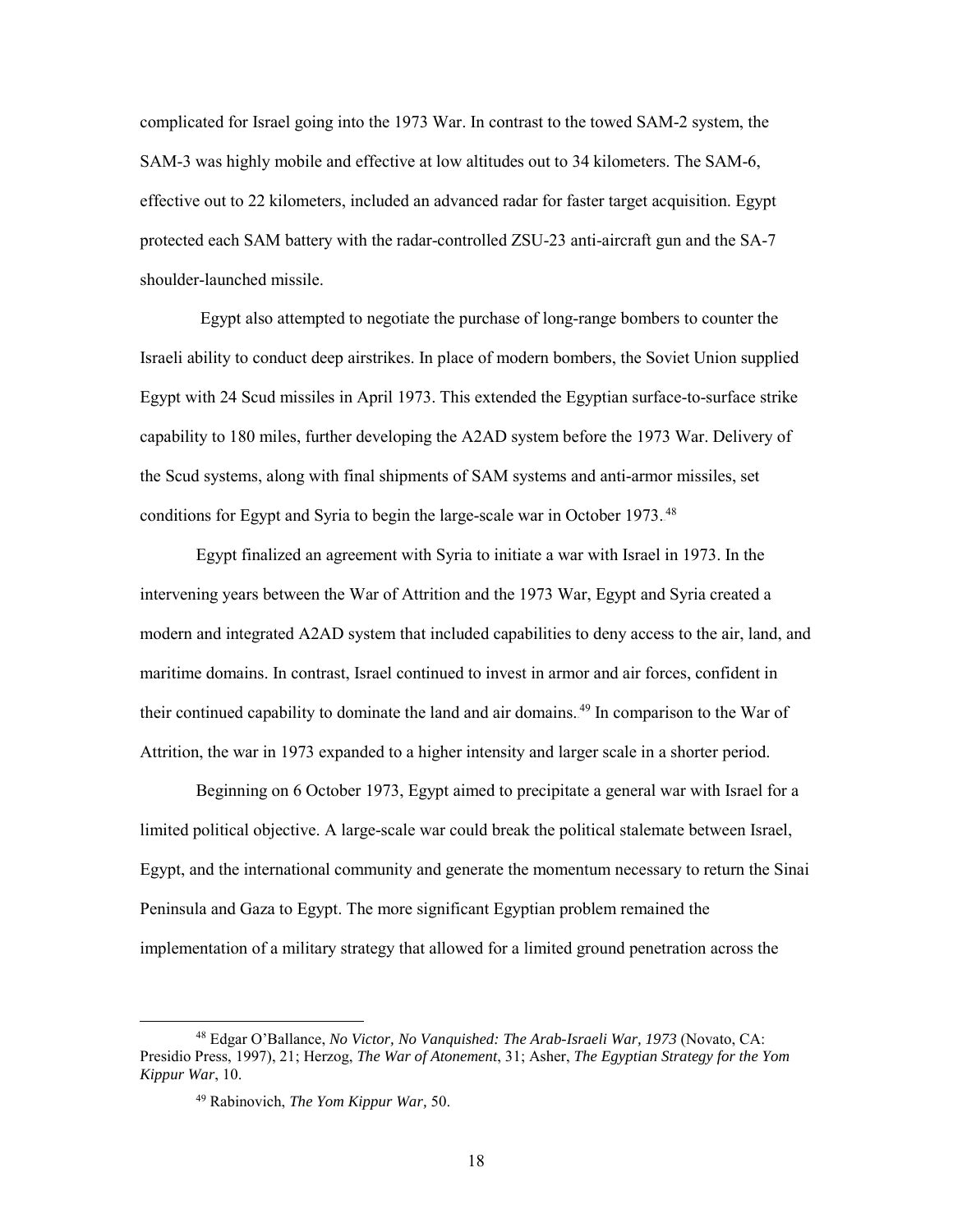complicated for Israel going into the 1973 War. In contrast to the towed SAM-2 system, the SAM-3 was highly mobile and effective at low altitudes out to 34 kilometers. The SAM-6, effective out to 22 kilometers, included an advanced radar for faster target acquisition. Egypt protected each SAM battery with the radar-controlled ZSU-23 anti-aircraft gun and the SA-7 shoulder-launched missile.

Egypt also attempted to negotiate the purchase of long-range bombers to counter the Israeli ability to conduct deep airstrikes. In place of modern bombers, the Soviet Union supplied Egypt with 24 Scud missiles in April 1973. This extended the Egyptian surface-to-surface strike capability to 180 miles, further developing the A2AD system before the 1973 War. Delivery of the Scud systems, along with final shipments of SAM systems and anti-armor missiles, set conditions for Egypt and Syria to begin the large-scale war in October 1973.[48]

Egypt finalized an agreement with Syria to initiate a war with Israel in 1973. In the intervening years between the War of Attrition and the 1973 War, Egypt and Syria created a modern and integrated A2AD system that included capabilities to deny access to the air, land, and maritime domains. In contrast, Israel continued to invest in armor and air forces, confident in their continued capability to dominate the land and air domains.[49] In comparison to the War of Attrition, the war in 1973 expanded to a higher intensity and larger scale in a shorter period.

Beginning on 6 October 1973, Egypt aimed to precipitate a general war with Israel for a limited political objective. A large-scale war could break the political stalemate between Israel, Egypt, and the international community and generate the momentum necessary to return the Sinai Peninsula and Gaza to Egypt. The more significant Egyptian problem remained the implementation of a military strategy that allowed for a limited ground penetration across the

---

[48] Edgar O'Ballance, *No Victor, No Vanquished: The Arab-Israeli War, 1973* (Novato, CA: Presidio Press, 1997), 21; Herzog, *The War of Atonement*, 31; Asher, *The Egyptian Strategy for the Yom Kippur War*, 10.

[49] Rabinovich, *The Yom Kippur War,* 50.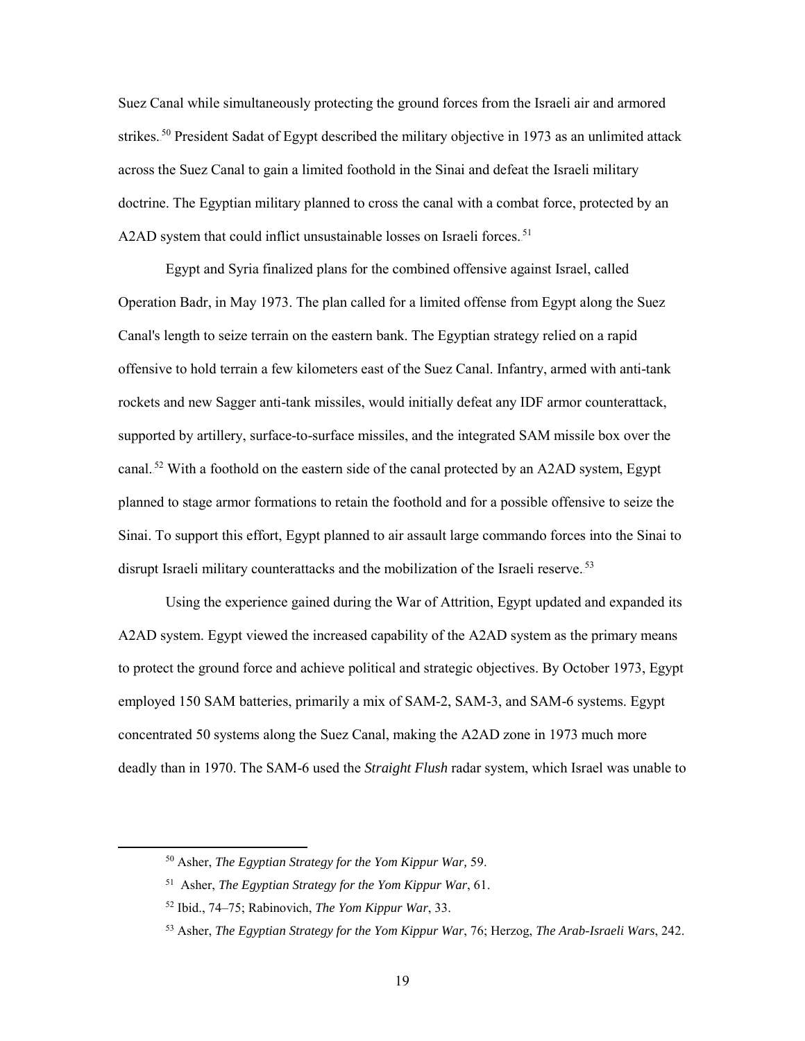Suez Canal while simultaneously protecting the ground forces from the Israeli air and armored strikes.[50] President Sadat of Egypt described the military objective in 1973 as an unlimited attack across the Suez Canal to gain a limited foothold in the Sinai and defeat the Israeli military doctrine. The Egyptian military planned to cross the canal with a combat force, protected by an A2AD system that could inflict unsustainable losses on Israeli forces.[51]

Egypt and Syria finalized plans for the combined offensive against Israel, called Operation Badr, in May 1973. The plan called for a limited offense from Egypt along the Suez Canal's length to seize terrain on the eastern bank. The Egyptian strategy relied on a rapid offensive to hold terrain a few kilometers east of the Suez Canal. Infantry, armed with anti-tank rockets and new Sagger anti-tank missiles, would initially defeat any IDF armor counterattack, supported by artillery, surface-to-surface missiles, and the integrated SAM missile box over the canal.[52] With a foothold on the eastern side of the canal protected by an A2AD system, Egypt planned to stage armor formations to retain the foothold and for a possible offensive to seize the Sinai. To support this effort, Egypt planned to air assault large commando forces into the Sinai to disrupt Israeli military counterattacks and the mobilization of the Israeli reserve.[53]

Using the experience gained during the War of Attrition, Egypt updated and expanded its A2AD system. Egypt viewed the increased capability of the A2AD system as the primary means to protect the ground force and achieve political and strategic objectives. By October 1973, Egypt employed 150 SAM batteries, primarily a mix of SAM-2, SAM-3, and SAM-6 systems. Egypt concentrated 50 systems along the Suez Canal, making the A2AD zone in 1973 much more deadly than in 1970. The SAM-6 used the *Straight Flush* radar system, which Israel was unable to

---

[50] Asher, *The Egyptian Strategy for the Yom Kippur War,* 59.

[51] Asher, *The Egyptian Strategy for the Yom Kippur War*, 61.

[52] Ibid., 74–75; Rabinovich, *The Yom Kippur War*, 33.

[53] Asher, *The Egyptian Strategy for the Yom Kippur War*, 76; Herzog, *The Arab-Israeli Wars*, 242.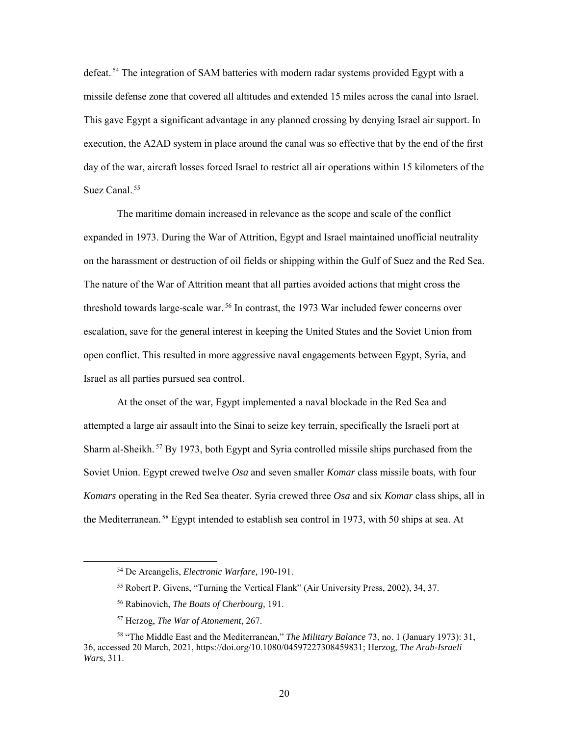defeat.[54] The integration of SAM batteries with modern radar systems provided Egypt with a missile defense zone that covered all altitudes and extended 15 miles across the canal into Israel. This gave Egypt a significant advantage in any planned crossing by denying Israel air support. In execution, the A2AD system in place around the canal was so effective that by the end of the first day of the war, aircraft losses forced Israel to restrict all air operations within 15 kilometers of the Suez Canal.[55]

The maritime domain increased in relevance as the scope and scale of the conflict expanded in 1973. During the War of Attrition, Egypt and Israel maintained unofficial neutrality on the harassment or destruction of oil fields or shipping within the Gulf of Suez and the Red Sea. The nature of the War of Attrition meant that all parties avoided actions that might cross the threshold towards large-scale war.[56] In contrast, the 1973 War included fewer concerns over escalation, save for the general interest in keeping the United States and the Soviet Union from open conflict. This resulted in more aggressive naval engagements between Egypt, Syria, and Israel as all parties pursued sea control.

At the onset of the war, Egypt implemented a naval blockade in the Red Sea and attempted a large air assault into the Sinai to seize key terrain, specifically the Israeli port at Sharm al-Sheikh.[57] By 1973, both Egypt and Syria controlled missile ships purchased from the Soviet Union. Egypt crewed twelve *Osa* and seven smaller *Komar* class missile boats, with four *Komars* operating in the Red Sea theater. Syria crewed three *Osa* and six *Komar* class ships, all in the Mediterranean.[58] Egypt intended to establish sea control in 1973, with 50 ships at sea. At

---

[54] De Arcangelis, *Electronic Warfare,* 190-191.

[55] Robert P. Givens, "Turning the Vertical Flank" (Air University Press, 2002), 34, 37.

[56] Rabinovich, *The Boats of Cherbourg,* 191.

[57] Herzog, *The War of Atonement*, 267.

[58] "The Middle East and the Mediterranean," *The Military Balance* 73, no. 1 (January 1973): 31, 36, accessed 20 March, 2021, https://doi.org/10.1080/04597227308459831; Herzog, *The Arab-Israeli Wars*, 311.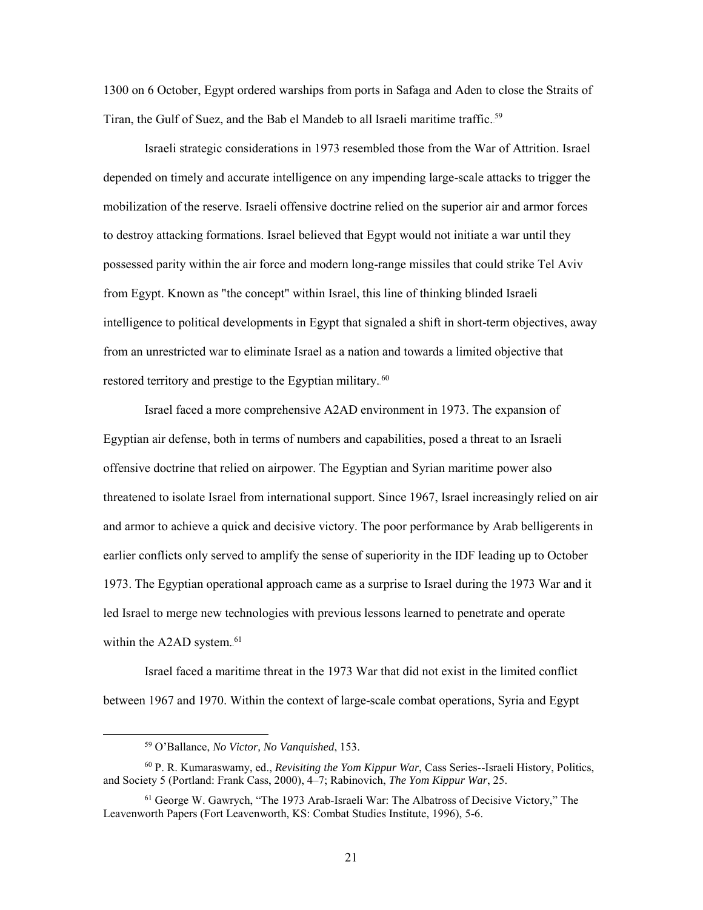1300 on 6 October, Egypt ordered warships from ports in Safaga and Aden to close the Straits of Tiran, the Gulf of Suez, and the Bab el Mandeb to all Israeli maritime traffic.[59]

Israeli strategic considerations in 1973 resembled those from the War of Attrition. Israel depended on timely and accurate intelligence on any impending large-scale attacks to trigger the mobilization of the reserve. Israeli offensive doctrine relied on the superior air and armor forces to destroy attacking formations. Israel believed that Egypt would not initiate a war until they possessed parity within the air force and modern long-range missiles that could strike Tel Aviv from Egypt. Known as "the concept" within Israel, this line of thinking blinded Israeli intelligence to political developments in Egypt that signaled a shift in short-term objectives, away from an unrestricted war to eliminate Israel as a nation and towards a limited objective that restored territory and prestige to the Egyptian military.[60]

Israel faced a more comprehensive A2AD environment in 1973. The expansion of Egyptian air defense, both in terms of numbers and capabilities, posed a threat to an Israeli offensive doctrine that relied on airpower. The Egyptian and Syrian maritime power also threatened to isolate Israel from international support. Since 1967, Israel increasingly relied on air and armor to achieve a quick and decisive victory. The poor performance by Arab belligerents in earlier conflicts only served to amplify the sense of superiority in the IDF leading up to October 1973. The Egyptian operational approach came as a surprise to Israel during the 1973 War and it led Israel to merge new technologies with previous lessons learned to penetrate and operate within the A2AD system.[61]

Israel faced a maritime threat in the 1973 War that did not exist in the limited conflict between 1967 and 1970. Within the context of large-scale combat operations, Syria and Egypt

---

[59] O'Ballance, *No Victor, No Vanquished*, 153.

[60] P. R. Kumaraswamy, ed., *Revisiting the Yom Kippur War*, Cass Series--Israeli History, Politics, and Society 5 (Portland: Frank Cass, 2000), 4–7; Rabinovich, *The Yom Kippur War*, 25.

[61] George W. Gawrych, "The 1973 Arab-Israeli War: The Albatross of Decisive Victory," The Leavenworth Papers (Fort Leavenworth, KS: Combat Studies Institute, 1996), 5-6.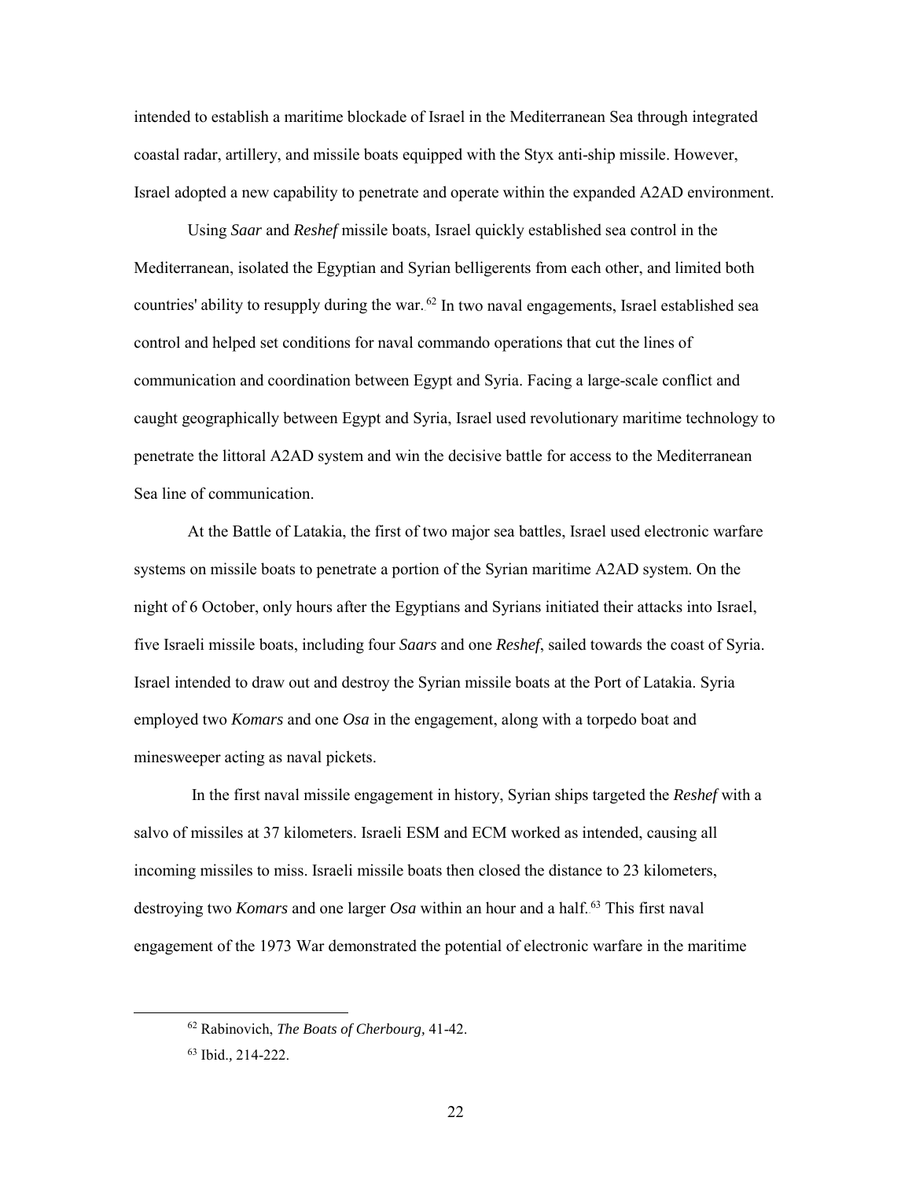intended to establish a maritime blockade of Israel in the Mediterranean Sea through integrated coastal radar, artillery, and missile boats equipped with the Styx anti-ship missile. However, Israel adopted a new capability to penetrate and operate within the expanded A2AD environment.

Using *Saar* and *Reshef* missile boats, Israel quickly established sea control in the Mediterranean, isolated the Egyptian and Syrian belligerents from each other, and limited both countries' ability to resupply during the war.[62] In two naval engagements, Israel established sea control and helped set conditions for naval commando operations that cut the lines of communication and coordination between Egypt and Syria. Facing a large-scale conflict and caught geographically between Egypt and Syria, Israel used revolutionary maritime technology to penetrate the littoral A2AD system and win the decisive battle for access to the Mediterranean Sea line of communication.

At the Battle of Latakia, the first of two major sea battles, Israel used electronic warfare systems on missile boats to penetrate a portion of the Syrian maritime A2AD system. On the night of 6 October, only hours after the Egyptians and Syrians initiated their attacks into Israel, five Israeli missile boats, including four *Saars* and one *Reshef*, sailed towards the coast of Syria. Israel intended to draw out and destroy the Syrian missile boats at the Port of Latakia. Syria employed two *Komars* and one *Osa* in the engagement, along with a torpedo boat and minesweeper acting as naval pickets.

In the first naval missile engagement in history, Syrian ships targeted the *Reshef* with a salvo of missiles at 37 kilometers. Israeli ESM and ECM worked as intended, causing all incoming missiles to miss. Israeli missile boats then closed the distance to 23 kilometers, destroying two *Komars* and one larger *Osa* within an hour and a half.[63] This first naval engagement of the 1973 War demonstrated the potential of electronic warfare in the maritime

---

[62] Rabinovich, *The Boats of Cherbourg,* 41-42.

[63] Ibid., 214-222.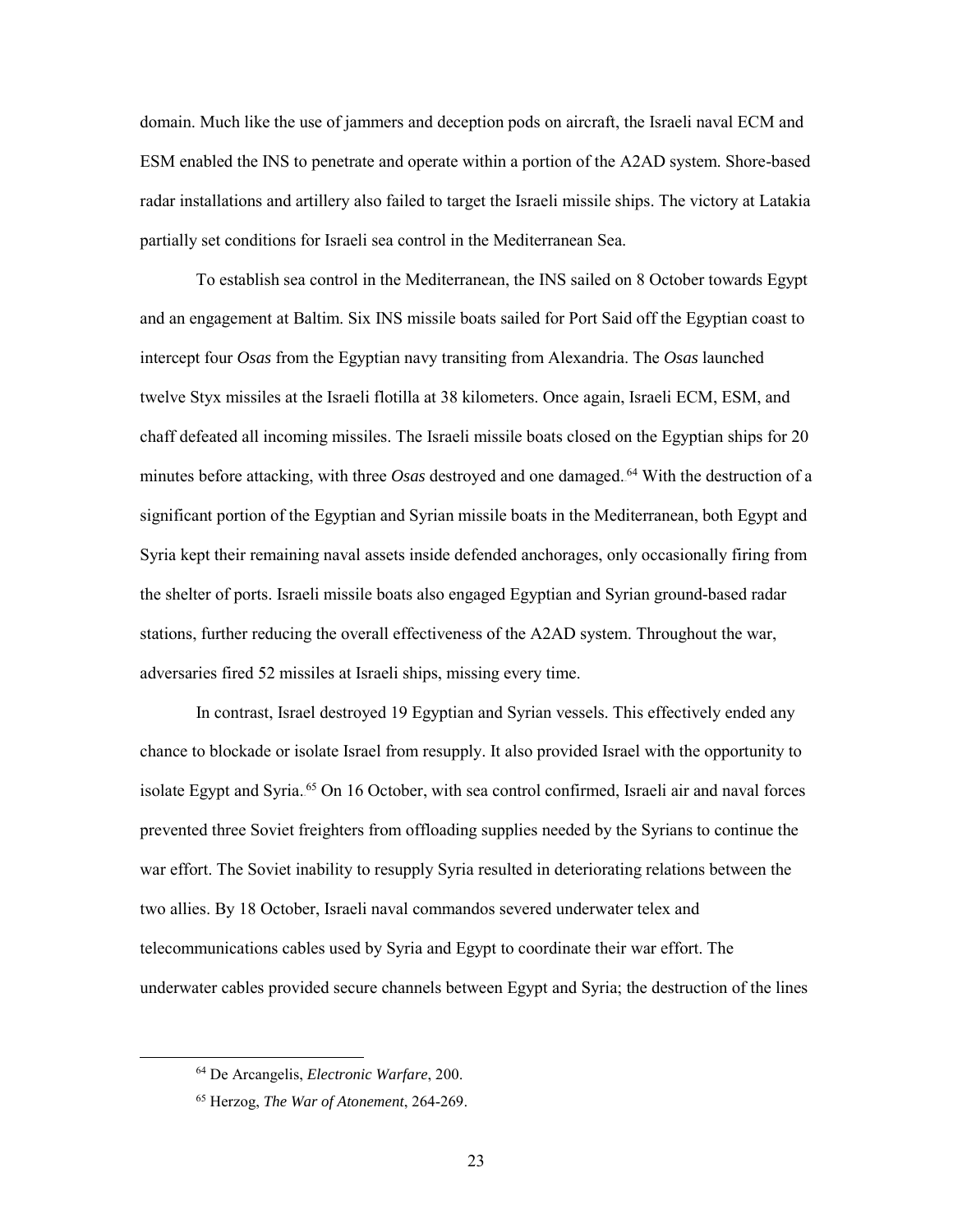domain. Much like the use of jammers and deception pods on aircraft, the Israeli naval ECM and ESM enabled the INS to penetrate and operate within a portion of the A2AD system. Shore-based radar installations and artillery also failed to target the Israeli missile ships. The victory at Latakia partially set conditions for Israeli sea control in the Mediterranean Sea.

To establish sea control in the Mediterranean, the INS sailed on 8 October towards Egypt and an engagement at Baltim. Six INS missile boats sailed for Port Said off the Egyptian coast to intercept four *Osas* from the Egyptian navy transiting from Alexandria. The *Osas* launched twelve Styx missiles at the Israeli flotilla at 38 kilometers. Once again, Israeli ECM, ESM, and chaff defeated all incoming missiles. The Israeli missile boats closed on the Egyptian ships for 20 minutes before attacking, with three *Osas* destroyed and one damaged.[64] With the destruction of a significant portion of the Egyptian and Syrian missile boats in the Mediterranean, both Egypt and Syria kept their remaining naval assets inside defended anchorages, only occasionally firing from the shelter of ports. Israeli missile boats also engaged Egyptian and Syrian ground-based radar stations, further reducing the overall effectiveness of the A2AD system. Throughout the war, adversaries fired 52 missiles at Israeli ships, missing every time.

In contrast, Israel destroyed 19 Egyptian and Syrian vessels. This effectively ended any chance to blockade or isolate Israel from resupply. It also provided Israel with the opportunity to isolate Egypt and Syria.[65] On 16 October, with sea control confirmed, Israeli air and naval forces prevented three Soviet freighters from offloading supplies needed by the Syrians to continue the war effort. The Soviet inability to resupply Syria resulted in deteriorating relations between the two allies. By 18 October, Israeli naval commandos severed underwater telex and telecommunications cables used by Syria and Egypt to coordinate their war effort. The underwater cables provided secure channels between Egypt and Syria; the destruction of the lines

[64] De Arcangelis, *Electronic Warfare*, 200.

[65] Herzog, *The War of Atonement*, 264-269.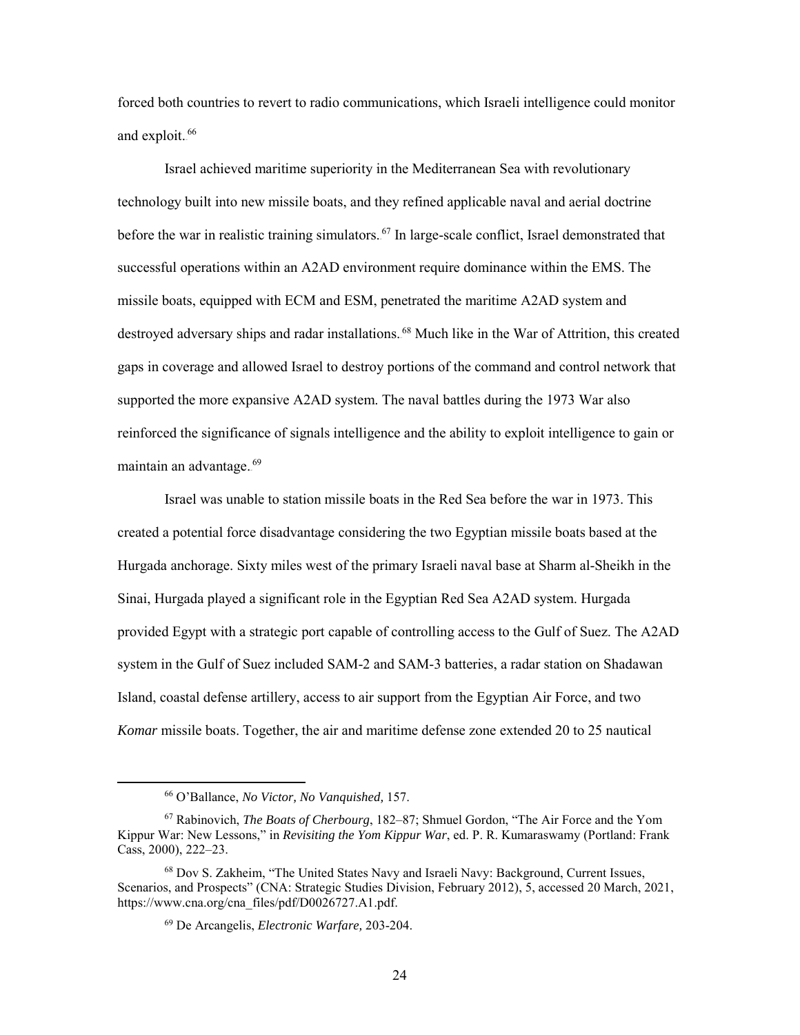forced both countries to revert to radio communications, which Israeli intelligence could monitor and exploit.[66]

Israel achieved maritime superiority in the Mediterranean Sea with revolutionary technology built into new missile boats, and they refined applicable naval and aerial doctrine before the war in realistic training simulators.[67] In large-scale conflict, Israel demonstrated that successful operations within an A2AD environment require dominance within the EMS. The missile boats, equipped with ECM and ESM, penetrated the maritime A2AD system and destroyed adversary ships and radar installations.[68] Much like in the War of Attrition, this created gaps in coverage and allowed Israel to destroy portions of the command and control network that supported the more expansive A2AD system. The naval battles during the 1973 War also reinforced the significance of signals intelligence and the ability to exploit intelligence to gain or maintain an advantage.[69]

Israel was unable to station missile boats in the Red Sea before the war in 1973. This created a potential force disadvantage considering the two Egyptian missile boats based at the Hurgada anchorage. Sixty miles west of the primary Israeli naval base at Sharm al-Sheikh in the Sinai, Hurgada played a significant role in the Egyptian Red Sea A2AD system. Hurgada provided Egypt with a strategic port capable of controlling access to the Gulf of Suez. The A2AD system in the Gulf of Suez included SAM-2 and SAM-3 batteries, a radar station on Shadawan Island, coastal defense artillery, access to air support from the Egyptian Air Force, and two *Komar* missile boats. Together, the air and maritime defense zone extended 20 to 25 nautical

---

[66] O'Ballance, *No Victor, No Vanquished,* 157.

[67] Rabinovich, *The Boats of Cherbourg*, 182–87; Shmuel Gordon, "The Air Force and the Yom Kippur War: New Lessons," in *Revisiting the Yom Kippur War*, ed. P. R. Kumaraswamy (Portland: Frank Cass, 2000), 222–23.

[68] Dov S. Zakheim, "The United States Navy and Israeli Navy: Background, Current Issues, Scenarios, and Prospects" (CNA: Strategic Studies Division, February 2012), 5, accessed 20 March, 2021, https://www.cna.org/cna_files/pdf/D0026727.A1.pdf.

[69] De Arcangelis, *Electronic Warfare,* 203-204.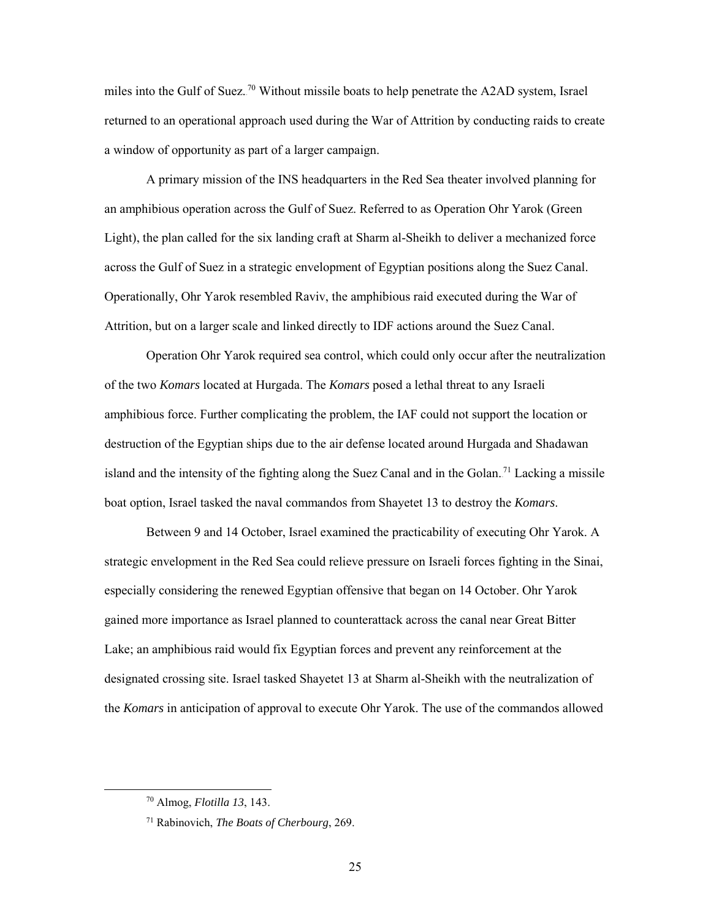miles into the Gulf of Suez.[70] Without missile boats to help penetrate the A2AD system, Israel returned to an operational approach used during the War of Attrition by conducting raids to create a window of opportunity as part of a larger campaign.

A primary mission of the INS headquarters in the Red Sea theater involved planning for an amphibious operation across the Gulf of Suez. Referred to as Operation Ohr Yarok (Green Light), the plan called for the six landing craft at Sharm al-Sheikh to deliver a mechanized force across the Gulf of Suez in a strategic envelopment of Egyptian positions along the Suez Canal. Operationally, Ohr Yarok resembled Raviv, the amphibious raid executed during the War of Attrition, but on a larger scale and linked directly to IDF actions around the Suez Canal.

Operation Ohr Yarok required sea control, which could only occur after the neutralization of the two *Komars* located at Hurgada. The *Komars* posed a lethal threat to any Israeli amphibious force. Further complicating the problem, the IAF could not support the location or destruction of the Egyptian ships due to the air defense located around Hurgada and Shadawan island and the intensity of the fighting along the Suez Canal and in the Golan.[71] Lacking a missile boat option, Israel tasked the naval commandos from Shayetet 13 to destroy the *Komars*.

Between 9 and 14 October, Israel examined the practicability of executing Ohr Yarok. A strategic envelopment in the Red Sea could relieve pressure on Israeli forces fighting in the Sinai, especially considering the renewed Egyptian offensive that began on 14 October. Ohr Yarok gained more importance as Israel planned to counterattack across the canal near Great Bitter Lake; an amphibious raid would fix Egyptian forces and prevent any reinforcement at the designated crossing site. Israel tasked Shayetet 13 at Sharm al-Sheikh with the neutralization of the *Komars* in anticipation of approval to execute Ohr Yarok. The use of the commandos allowed

---

[70] Almog, *Flotilla 13*, 143.

[71] Rabinovich, *The Boats of Cherbourg*, 269.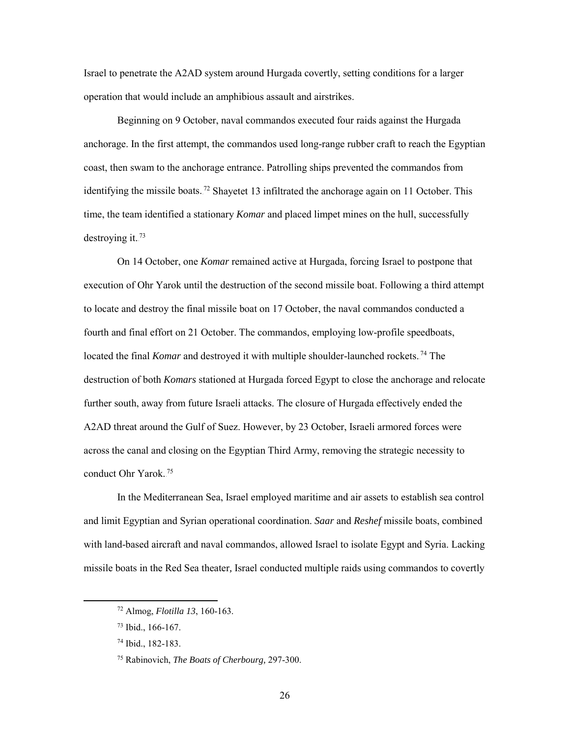Israel to penetrate the A2AD system around Hurgada covertly, setting conditions for a larger operation that would include an amphibious assault and airstrikes.

Beginning on 9 October, naval commandos executed four raids against the Hurgada anchorage. In the first attempt, the commandos used long-range rubber craft to reach the Egyptian coast, then swam to the anchorage entrance. Patrolling ships prevented the commandos from identifying the missile boats.[72] Shayetet 13 infiltrated the anchorage again on 11 October. This time, the team identified a stationary *Komar* and placed limpet mines on the hull, successfully destroying it.[73]

On 14 October, one *Komar* remained active at Hurgada, forcing Israel to postpone that execution of Ohr Yarok until the destruction of the second missile boat. Following a third attempt to locate and destroy the final missile boat on 17 October, the naval commandos conducted a fourth and final effort on 21 October. The commandos, employing low-profile speedboats, located the final *Komar* and destroyed it with multiple shoulder-launched rockets.[74] The destruction of both *Komars* stationed at Hurgada forced Egypt to close the anchorage and relocate further south, away from future Israeli attacks. The closure of Hurgada effectively ended the A2AD threat around the Gulf of Suez. However, by 23 October, Israeli armored forces were across the canal and closing on the Egyptian Third Army, removing the strategic necessity to conduct Ohr Yarok.[75]

In the Mediterranean Sea, Israel employed maritime and air assets to establish sea control and limit Egyptian and Syrian operational coordination. *Saar* and *Reshef* missile boats, combined with land-based aircraft and naval commandos, allowed Israel to isolate Egypt and Syria. Lacking missile boats in the Red Sea theater, Israel conducted multiple raids using commandos to covertly

---

[72] Almog, *Flotilla 13*, 160-163.

[73] Ibid., 166-167.

[74] Ibid., 182-183.

[75] Rabinovich, *The Boats of Cherbourg,* 297-300.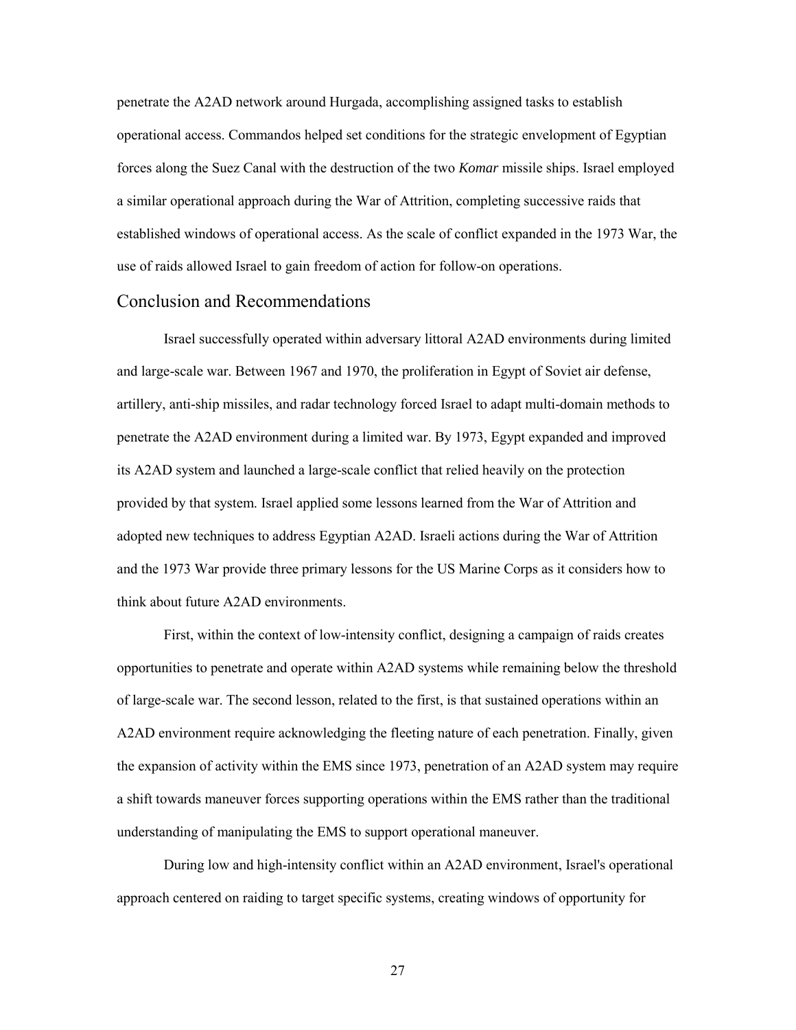penetrate the A2AD network around Hurgada, accomplishing assigned tasks to establish operational access. Commandos helped set conditions for the strategic envelopment of Egyptian forces along the Suez Canal with the destruction of the two *Komar* missile ships. Israel employed a similar operational approach during the War of Attrition, completing successive raids that established windows of operational access. As the scale of conflict expanded in the 1973 War, the use of raids allowed Israel to gain freedom of action for follow-on operations.

## Conclusion and Recommendations

Israel successfully operated within adversary littoral A2AD environments during limited and large-scale war. Between 1967 and 1970, the proliferation in Egypt of Soviet air defense, artillery, anti-ship missiles, and radar technology forced Israel to adapt multi-domain methods to penetrate the A2AD environment during a limited war. By 1973, Egypt expanded and improved its A2AD system and launched a large-scale conflict that relied heavily on the protection provided by that system. Israel applied some lessons learned from the War of Attrition and adopted new techniques to address Egyptian A2AD. Israeli actions during the War of Attrition and the 1973 War provide three primary lessons for the US Marine Corps as it considers how to think about future A2AD environments.

First, within the context of low-intensity conflict, designing a campaign of raids creates opportunities to penetrate and operate within A2AD systems while remaining below the threshold of large-scale war. The second lesson, related to the first, is that sustained operations within an A2AD environment require acknowledging the fleeting nature of each penetration. Finally, given the expansion of activity within the EMS since 1973, penetration of an A2AD system may require a shift towards maneuver forces supporting operations within the EMS rather than the traditional understanding of manipulating the EMS to support operational maneuver.

During low and high-intensity conflict within an A2AD environment, Israel's operational approach centered on raiding to target specific systems, creating windows of opportunity for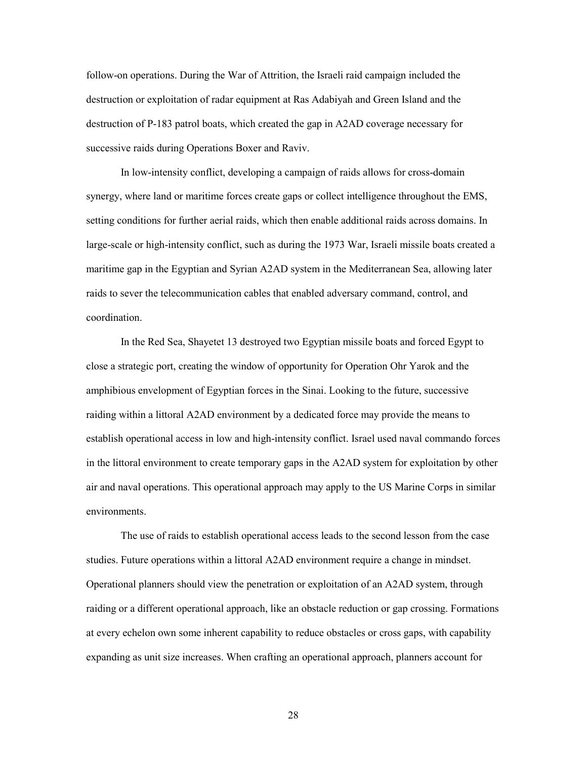follow-on operations. During the War of Attrition, the Israeli raid campaign included the destruction or exploitation of radar equipment at Ras Adabiyah and Green Island and the destruction of P-183 patrol boats, which created the gap in A2AD coverage necessary for successive raids during Operations Boxer and Raviv.

In low-intensity conflict, developing a campaign of raids allows for cross-domain synergy, where land or maritime forces create gaps or collect intelligence throughout the EMS, setting conditions for further aerial raids, which then enable additional raids across domains. In large-scale or high-intensity conflict, such as during the 1973 War, Israeli missile boats created a maritime gap in the Egyptian and Syrian A2AD system in the Mediterranean Sea, allowing later raids to sever the telecommunication cables that enabled adversary command, control, and coordination.

In the Red Sea, Shayetet 13 destroyed two Egyptian missile boats and forced Egypt to close a strategic port, creating the window of opportunity for Operation Ohr Yarok and the amphibious envelopment of Egyptian forces in the Sinai. Looking to the future, successive raiding within a littoral A2AD environment by a dedicated force may provide the means to establish operational access in low and high-intensity conflict. Israel used naval commando forces in the littoral environment to create temporary gaps in the A2AD system for exploitation by other air and naval operations. This operational approach may apply to the US Marine Corps in similar environments.

The use of raids to establish operational access leads to the second lesson from the case studies. Future operations within a littoral A2AD environment require a change in mindset. Operational planners should view the penetration or exploitation of an A2AD system, through raiding or a different operational approach, like an obstacle reduction or gap crossing. Formations at every echelon own some inherent capability to reduce obstacles or cross gaps, with capability expanding as unit size increases. When crafting an operational approach, planners account for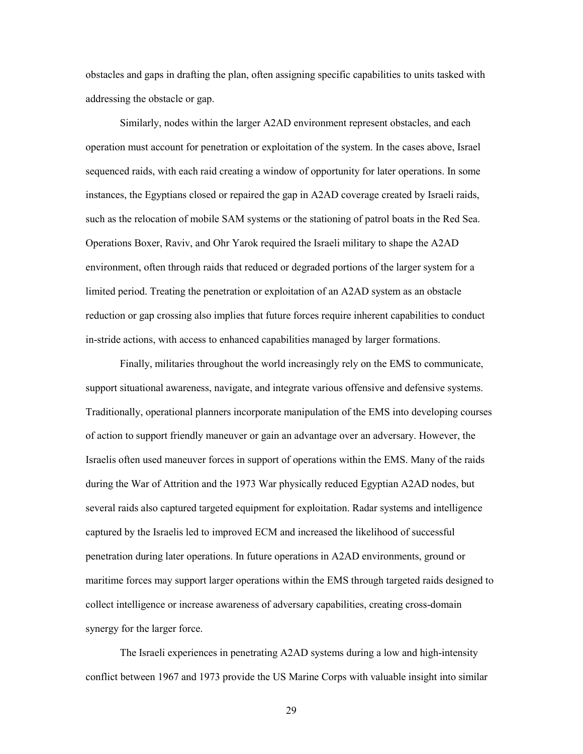obstacles and gaps in drafting the plan, often assigning specific capabilities to units tasked with addressing the obstacle or gap.

Similarly, nodes within the larger A2AD environment represent obstacles, and each operation must account for penetration or exploitation of the system. In the cases above, Israel sequenced raids, with each raid creating a window of opportunity for later operations. In some instances, the Egyptians closed or repaired the gap in A2AD coverage created by Israeli raids, such as the relocation of mobile SAM systems or the stationing of patrol boats in the Red Sea. Operations Boxer, Raviv, and Ohr Yarok required the Israeli military to shape the A2AD environment, often through raids that reduced or degraded portions of the larger system for a limited period. Treating the penetration or exploitation of an A2AD system as an obstacle reduction or gap crossing also implies that future forces require inherent capabilities to conduct in-stride actions, with access to enhanced capabilities managed by larger formations.

Finally, militaries throughout the world increasingly rely on the EMS to communicate, support situational awareness, navigate, and integrate various offensive and defensive systems. Traditionally, operational planners incorporate manipulation of the EMS into developing courses of action to support friendly maneuver or gain an advantage over an adversary. However, the Israelis often used maneuver forces in support of operations within the EMS. Many of the raids during the War of Attrition and the 1973 War physically reduced Egyptian A2AD nodes, but several raids also captured targeted equipment for exploitation. Radar systems and intelligence captured by the Israelis led to improved ECM and increased the likelihood of successful penetration during later operations. In future operations in A2AD environments, ground or maritime forces may support larger operations within the EMS through targeted raids designed to collect intelligence or increase awareness of adversary capabilities, creating cross-domain synergy for the larger force.

The Israeli experiences in penetrating A2AD systems during a low and high-intensity conflict between 1967 and 1973 provide the US Marine Corps with valuable insight into similar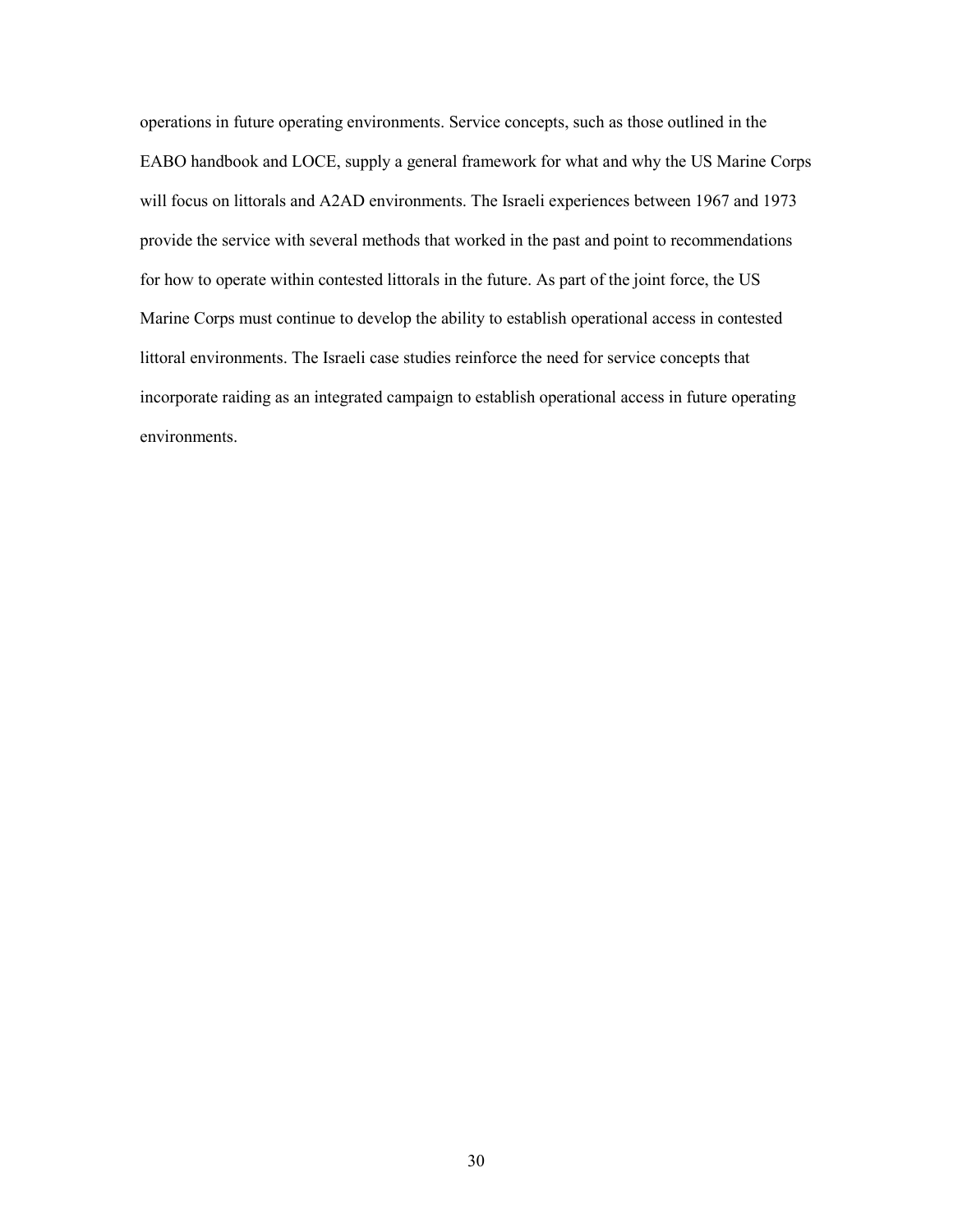operations in future operating environments. Service concepts, such as those outlined in the EABO handbook and LOCE, supply a general framework for what and why the US Marine Corps will focus on littorals and A2AD environments. The Israeli experiences between 1967 and 1973 provide the service with several methods that worked in the past and point to recommendations for how to operate within contested littorals in the future. As part of the joint force, the US Marine Corps must continue to develop the ability to establish operational access in contested littoral environments. The Israeli case studies reinforce the need for service concepts that incorporate raiding as an integrated campaign to establish operational access in future operating environments.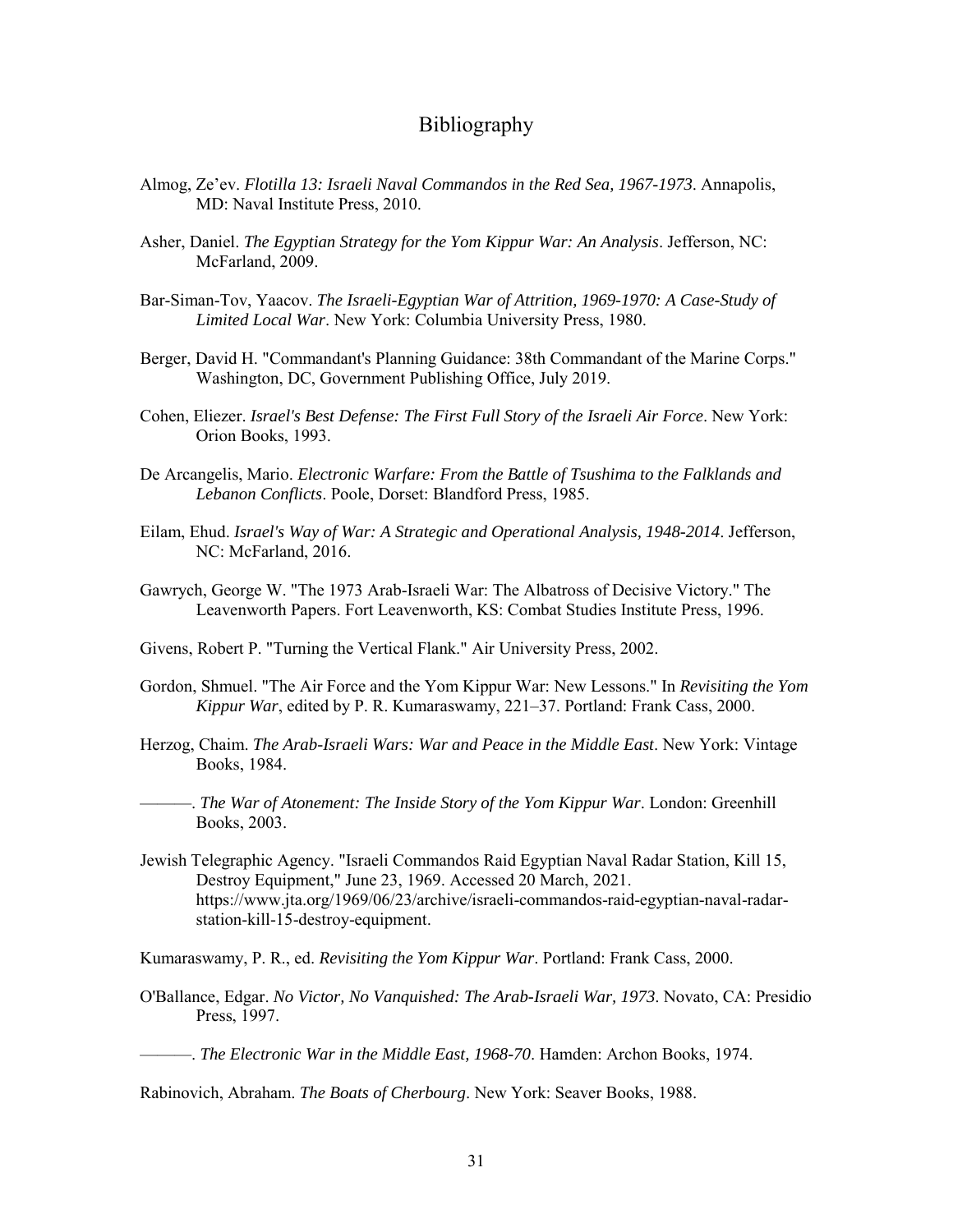# Bibliography

Almog, Ze'ev. *Flotilla 13: Israeli Naval Commandos in the Red Sea, 1967-1973*. Annapolis, MD: Naval Institute Press, 2010.

Asher, Daniel. *The Egyptian Strategy for the Yom Kippur War: An Analysis*. Jefferson, NC: McFarland, 2009.

Bar-Siman-Tov, Yaacov. *The Israeli-Egyptian War of Attrition, 1969-1970: A Case-Study of Limited Local War*. New York: Columbia University Press, 1980.

Berger, David H. "Commandant's Planning Guidance: 38th Commandant of the Marine Corps." Washington, DC, Government Publishing Office, July 2019.

Cohen, Eliezer. *Israel's Best Defense: The First Full Story of the Israeli Air Force*. New York: Orion Books, 1993.

De Arcangelis, Mario. *Electronic Warfare: From the Battle of Tsushima to the Falklands and Lebanon Conflicts*. Poole, Dorset: Blandford Press, 1985.

Eilam, Ehud. *Israel's Way of War: A Strategic and Operational Analysis, 1948-2014*. Jefferson, NC: McFarland, 2016.

Gawrych, George W. "The 1973 Arab-Israeli War: The Albatross of Decisive Victory." The Leavenworth Papers. Fort Leavenworth, KS: Combat Studies Institute Press, 1996.

Givens, Robert P. "Turning the Vertical Flank." Air University Press, 2002.

Gordon, Shmuel. "The Air Force and the Yom Kippur War: New Lessons." In *Revisiting the Yom Kippur War*, edited by P. R. Kumaraswamy, 221–37. Portland: Frank Cass, 2000.

Herzog, Chaim. *The Arab-Israeli Wars: War and Peace in the Middle East*. New York: Vintage Books, 1984.

———. *The War of Atonement: The Inside Story of the Yom Kippur War*. London: Greenhill Books, 2003.

Jewish Telegraphic Agency. "Israeli Commandos Raid Egyptian Naval Radar Station, Kill 15, Destroy Equipment," June 23, 1969. Accessed 20 March, 2021. https://www.jta.org/1969/06/23/archive/israeli-commandos-raid-egyptian-naval-radar-station-kill-15-destroy-equipment.

Kumaraswamy, P. R., ed. *Revisiting the Yom Kippur War*. Portland: Frank Cass, 2000.

O'Ballance, Edgar. *No Victor, No Vanquished: The Arab-Israeli War, 1973*. Novato, CA: Presidio Press, 1997.

———. *The Electronic War in the Middle East, 1968-70*. Hamden: Archon Books, 1974.

Rabinovich, Abraham. *The Boats of Cherbourg*. New York: Seaver Books, 1988.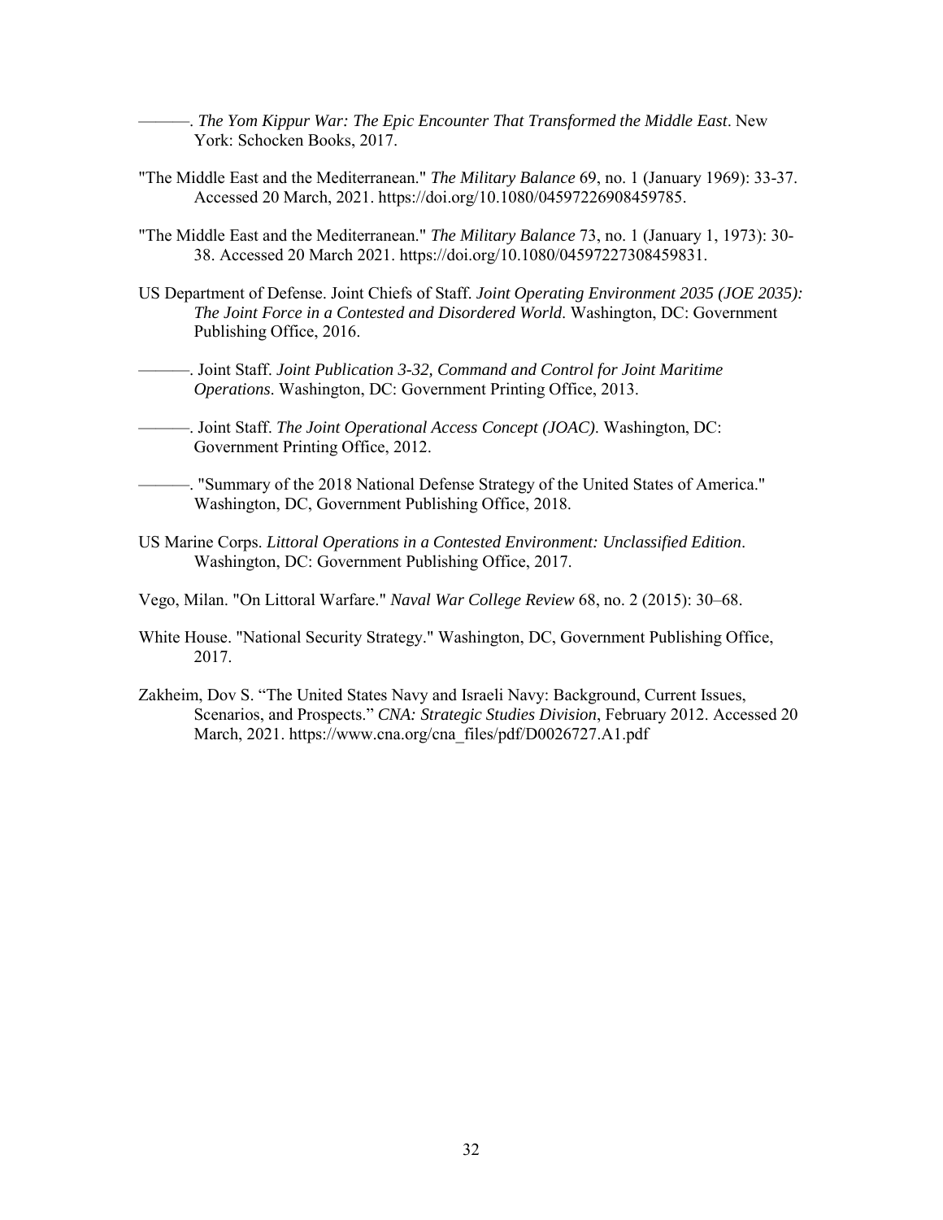———. *The Yom Kippur War: The Epic Encounter That Transformed the Middle East*. New York: Schocken Books, 2017.

"The Middle East and the Mediterranean." *The Military Balance* 69, no. 1 (January 1969): 33-37. Accessed 20 March, 2021. https://doi.org/10.1080/04597226908459785.

"The Middle East and the Mediterranean." *The Military Balance* 73, no. 1 (January 1, 1973): 30-38. Accessed 20 March 2021. https://doi.org/10.1080/04597227308459831.

US Department of Defense. Joint Chiefs of Staff. *Joint Operating Environment 2035 (JOE 2035): The Joint Force in a Contested and Disordered World*. Washington, DC: Government Publishing Office, 2016.

———. Joint Staff. *Joint Publication 3-32, Command and Control for Joint Maritime Operations*. Washington, DC: Government Printing Office, 2013.

———. Joint Staff. *The Joint Operational Access Concept (JOAC)*. Washington, DC: Government Printing Office, 2012.

———. "Summary of the 2018 National Defense Strategy of the United States of America." Washington, DC, Government Publishing Office, 2018.

US Marine Corps. *Littoral Operations in a Contested Environment: Unclassified Edition*. Washington, DC: Government Publishing Office, 2017.

Vego, Milan. "On Littoral Warfare." *Naval War College Review* 68, no. 2 (2015): 30–68.

White House. "National Security Strategy." Washington, DC, Government Publishing Office, 2017.

Zakheim, Dov S. "The United States Navy and Israeli Navy: Background, Current Issues, Scenarios, and Prospects." *CNA: Strategic Studies Division*, February 2012. Accessed 20 March, 2021. https://www.cna.org/cna_files/pdf/D0026727.A1.pdf